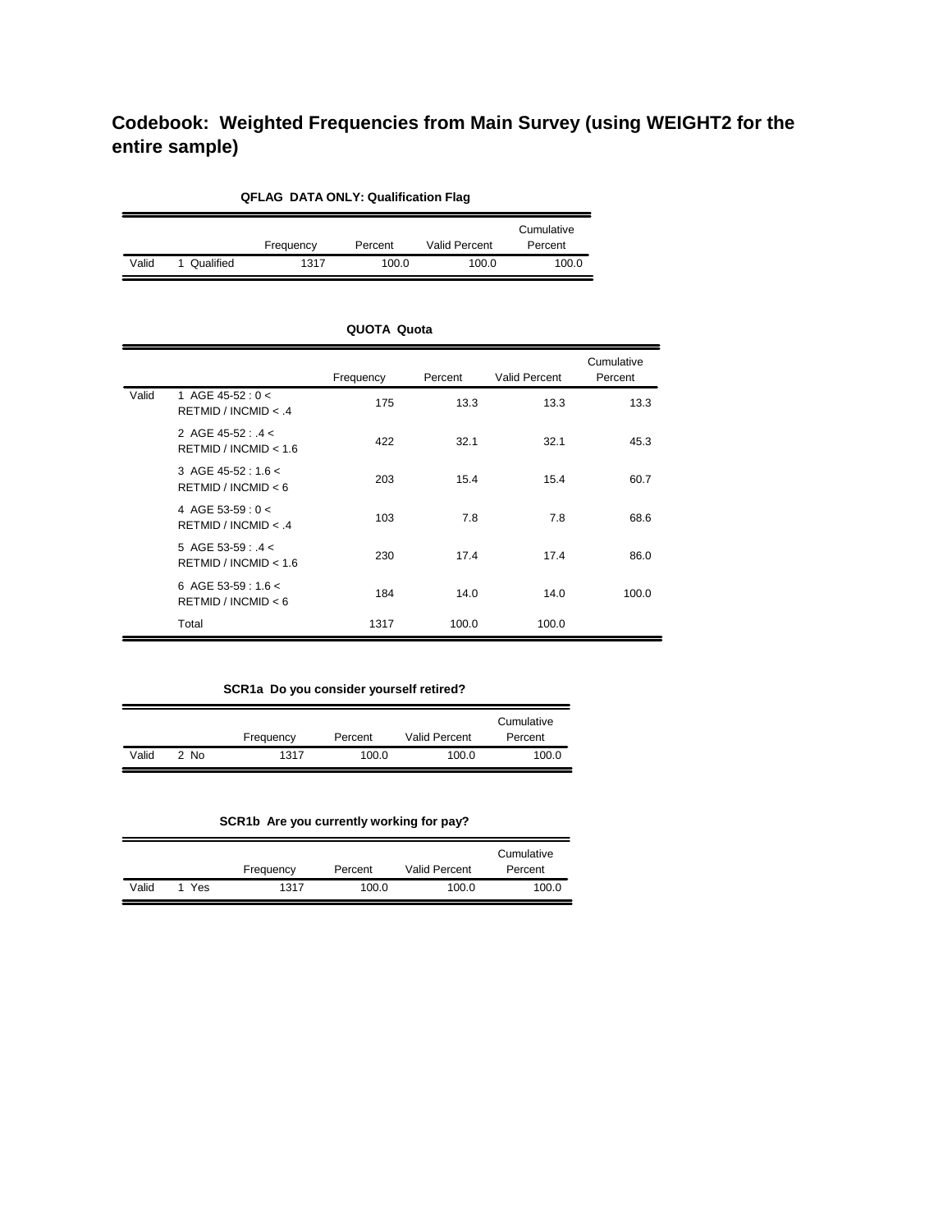# Codebook: Weighted Frequencies from Main Survey (using WEIGHT2 for the entire sample)

**QFLAG DATA ONLY: Qualification Flag**

| | | Frequency | Percent | Valid Percent | Cumulative Percent |
|---|---|---|---|---|---|
| Valid | 1 Qualified | 1317 | 100.0 | 100.0 | 100.0 |

**QUOTA Quota**

| | | Frequency | Percent | Valid Percent | Cumulative Percent |
|---|---|---|---|---|---|
| Valid | 1 AGE 45-52 : 0 < RETMID / INCMID < .4 | 175 | 13.3 | 13.3 | 13.3 |
| | 2 AGE 45-52 : .4 < RETMID / INCMID < 1.6 | 422 | 32.1 | 32.1 | 45.3 |
| | 3 AGE 45-52 : 1.6 < RETMID / INCMID < 6 | 203 | 15.4 | 15.4 | 60.7 |
| | 4 AGE 53-59 : 0 < RETMID / INCMID < .4 | 103 | 7.8 | 7.8 | 68.6 |
| | 5 AGE 53-59 : .4 < RETMID / INCMID < 1.6 | 230 | 17.4 | 17.4 | 86.0 |
| | 6 AGE 53-59 : 1.6 < RETMID / INCMID < 6 | 184 | 14.0 | 14.0 | 100.0 |
| | Total | 1317 | 100.0 | 100.0 | |

**SCR1a Do you consider yourself retired?**

| | | Frequency | Percent | Valid Percent | Cumulative Percent |
|---|---|---|---|---|---|
| Valid | 2 No | 1317 | 100.0 | 100.0 | 100.0 |

**SCR1b Are you currently working for pay?**

| | | Frequency | Percent | Valid Percent | Cumulative Percent |
|---|---|---|---|---|---|
| Valid | 1 Yes | 1317 | 100.0 | 100.0 | 100.0 |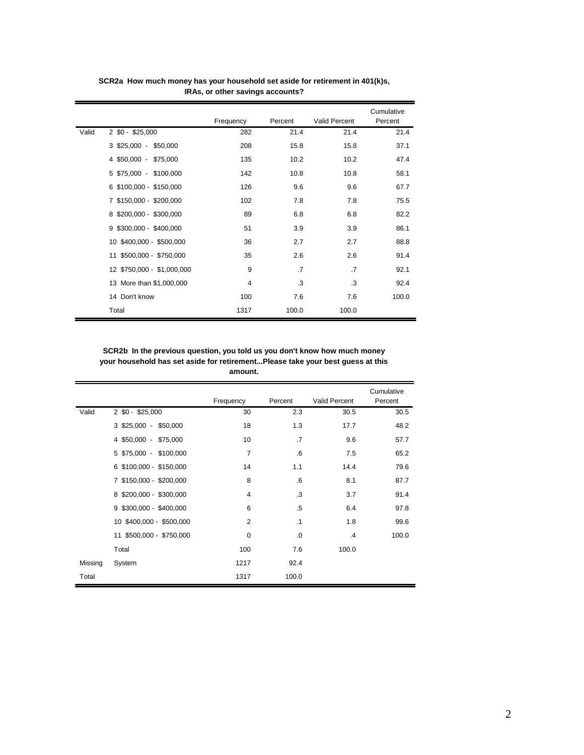**SCR2a How much money has your household set aside for retirement in 401(k)s, IRAs, or other savings accounts?**

| | | Frequency | Percent | Valid Percent | Cumulative Percent |
|---|---|---|---|---|---|
| Valid | 2 $0 - $25,000 | 282 | 21.4 | 21.4 | 21.4 |
| | 3 $25,000 - $50,000 | 208 | 15.8 | 15.8 | 37.1 |
| | 4 $50,000 - $75,000 | 135 | 10.2 | 10.2 | 47.4 |
| | 5 $75,000 - $100,000 | 142 | 10.8 | 10.8 | 58.1 |
| | 6 $100,000 - $150,000 | 126 | 9.6 | 9.6 | 67.7 |
| | 7 $150,000 - $200,000 | 102 | 7.8 | 7.8 | 75.5 |
| | 8 $200,000 - $300,000 | 89 | 6.8 | 6.8 | 82.2 |
| | 9 $300,000 - $400,000 | 51 | 3.9 | 3.9 | 86.1 |
| | 10 $400,000 - $500,000 | 36 | 2.7 | 2.7 | 88.8 |
| | 11 $500,000 - $750,000 | 35 | 2.6 | 2.6 | 91.4 |
| | 12 $750,000 - $1,000,000 | 9 | .7 | .7 | 92.1 |
| | 13 More than $1,000,000 | 4 | .3 | .3 | 92.4 |
| | 14 Don't know | 100 | 7.6 | 7.6 | 100.0 |
| | Total | 1317 | 100.0 | 100.0 | |

**SCR2b In the previous question, you told us you don't know how much money your household has set aside for retirement...Please take your best guess at this amount.**

| | | Frequency | Percent | Valid Percent | Cumulative Percent |
|---|---|---|---|---|---|
| Valid | 2 $0 - $25,000 | 30 | 2.3 | 30.5 | 30.5 |
| | 3 $25,000 - $50,000 | 18 | 1.3 | 17.7 | 48.2 |
| | 4 $50,000 - $75,000 | 10 | .7 | 9.6 | 57.7 |
| | 5 $75,000 - $100,000 | 7 | .6 | 7.5 | 65.2 |
| | 6 $100,000 - $150,000 | 14 | 1.1 | 14.4 | 79.6 |
| | 7 $150,000 - $200,000 | 8 | .6 | 8.1 | 87.7 |
| | 8 $200,000 - $300,000 | 4 | .3 | 3.7 | 91.4 |
| | 9 $300,000 - $400,000 | 6 | .5 | 6.4 | 97.8 |
| | 10 $400,000 - $500,000 | 2 | .1 | 1.8 | 99.6 |
| | 11 $500,000 - $750,000 | 0 | .0 | .4 | 100.0 |
| | Total | 100 | 7.6 | 100.0 | |
| Missing | System | 1217 | 92.4 | | |
| Total | | 1317 | 100.0 | | |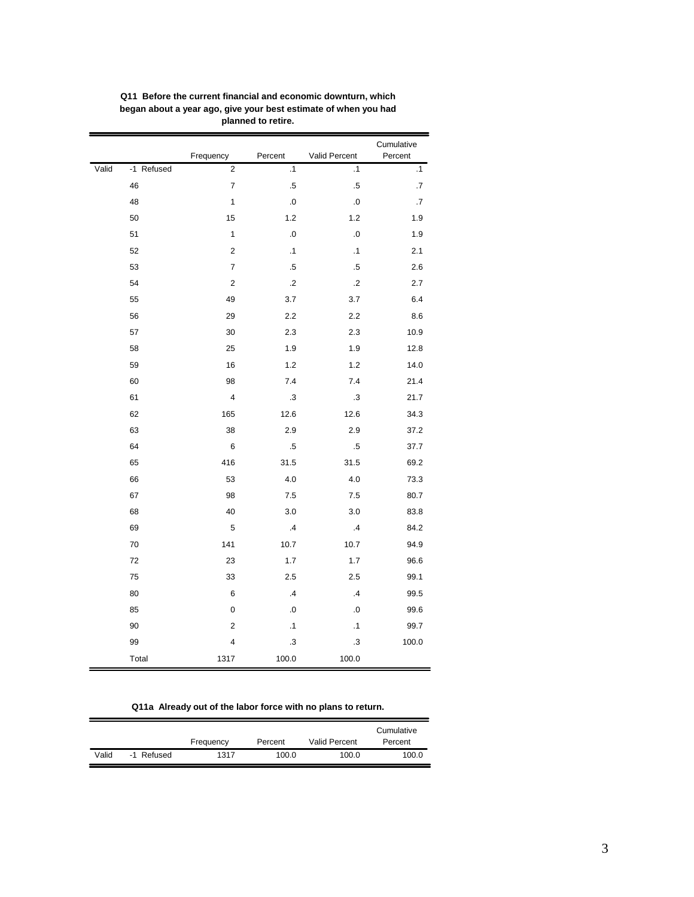**Q11 Before the current financial and economic downturn, which began about a year ago, give your best estimate of when you had planned to retire.**

| | | Frequency | Percent | Valid Percent | Cumulative Percent |
|---|---|---|---|---|---|
| Valid | -1 Refused | 2 | .1 | .1 | .1 |
| | 46 | 7 | .5 | .5 | .7 |
| | 48 | 1 | .0 | .0 | .7 |
| | 50 | 15 | 1.2 | 1.2 | 1.9 |
| | 51 | 1 | .0 | .0 | 1.9 |
| | 52 | 2 | .1 | .1 | 2.1 |
| | 53 | 7 | .5 | .5 | 2.6 |
| | 54 | 2 | .2 | .2 | 2.7 |
| | 55 | 49 | 3.7 | 3.7 | 6.4 |
| | 56 | 29 | 2.2 | 2.2 | 8.6 |
| | 57 | 30 | 2.3 | 2.3 | 10.9 |
| | 58 | 25 | 1.9 | 1.9 | 12.8 |
| | 59 | 16 | 1.2 | 1.2 | 14.0 |
| | 60 | 98 | 7.4 | 7.4 | 21.4 |
| | 61 | 4 | .3 | .3 | 21.7 |
| | 62 | 165 | 12.6 | 12.6 | 34.3 |
| | 63 | 38 | 2.9 | 2.9 | 37.2 |
| | 64 | 6 | .5 | .5 | 37.7 |
| | 65 | 416 | 31.5 | 31.5 | 69.2 |
| | 66 | 53 | 4.0 | 4.0 | 73.3 |
| | 67 | 98 | 7.5 | 7.5 | 80.7 |
| | 68 | 40 | 3.0 | 3.0 | 83.8 |
| | 69 | 5 | .4 | .4 | 84.2 |
| | 70 | 141 | 10.7 | 10.7 | 94.9 |
| | 72 | 23 | 1.7 | 1.7 | 96.6 |
| | 75 | 33 | 2.5 | 2.5 | 99.1 |
| | 80 | 6 | .4 | .4 | 99.5 |
| | 85 | 0 | .0 | .0 | 99.6 |
| | 90 | 2 | .1 | .1 | 99.7 |
| | 99 | 4 | .3 | .3 | 100.0 |
| | Total | 1317 | 100.0 | 100.0 | |

**Q11a Already out of the labor force with no plans to return.**

| | | Frequency | Percent | Valid Percent | Cumulative Percent |
|---|---|---|---|---|---|
| Valid | -1 Refused | 1317 | 100.0 | 100.0 | 100.0 |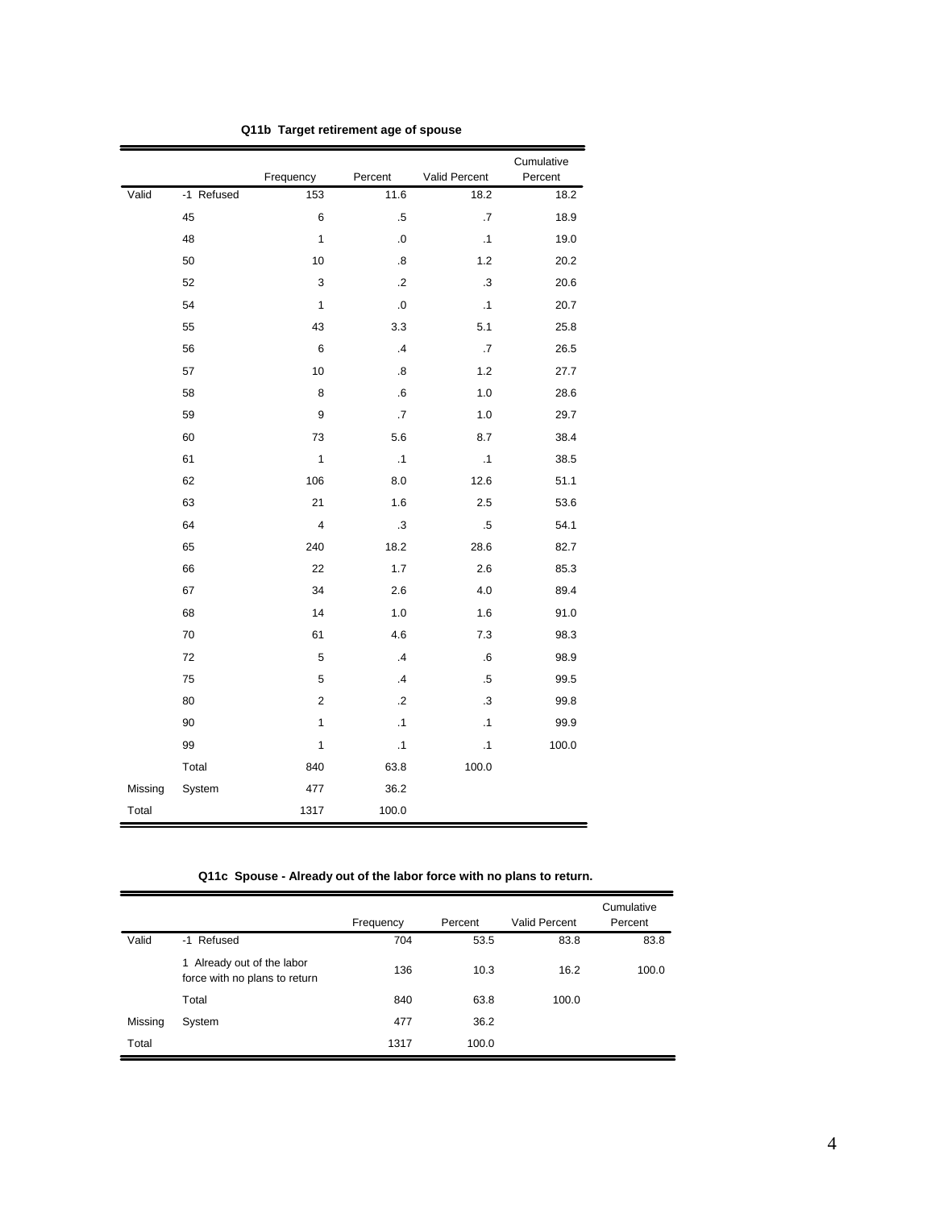**Q11b Target retirement age of spouse**

| | | Frequency | Percent | Valid Percent | Cumulative Percent |
|---|---|---|---|---|---|
| Valid | -1 Refused | 153 | 11.6 | 18.2 | 18.2 |
| | 45 | 6 | .5 | .7 | 18.9 |
| | 48 | 1 | .0 | .1 | 19.0 |
| | 50 | 10 | .8 | 1.2 | 20.2 |
| | 52 | 3 | .2 | .3 | 20.6 |
| | 54 | 1 | .0 | .1 | 20.7 |
| | 55 | 43 | 3.3 | 5.1 | 25.8 |
| | 56 | 6 | .4 | .7 | 26.5 |
| | 57 | 10 | .8 | 1.2 | 27.7 |
| | 58 | 8 | .6 | 1.0 | 28.6 |
| | 59 | 9 | .7 | 1.0 | 29.7 |
| | 60 | 73 | 5.6 | 8.7 | 38.4 |
| | 61 | 1 | .1 | .1 | 38.5 |
| | 62 | 106 | 8.0 | 12.6 | 51.1 |
| | 63 | 21 | 1.6 | 2.5 | 53.6 |
| | 64 | 4 | .3 | .5 | 54.1 |
| | 65 | 240 | 18.2 | 28.6 | 82.7 |
| | 66 | 22 | 1.7 | 2.6 | 85.3 |
| | 67 | 34 | 2.6 | 4.0 | 89.4 |
| | 68 | 14 | 1.0 | 1.6 | 91.0 |
| | 70 | 61 | 4.6 | 7.3 | 98.3 |
| | 72 | 5 | .4 | .6 | 98.9 |
| | 75 | 5 | .4 | .5 | 99.5 |
| | 80 | 2 | .2 | .3 | 99.8 |
| | 90 | 1 | .1 | .1 | 99.9 |
| | 99 | 1 | .1 | .1 | 100.0 |
| | Total | 840 | 63.8 | 100.0 | |
| Missing | System | 477 | 36.2 | | |
| Total | | 1317 | 100.0 | | |

**Q11c Spouse - Already out of the labor force with no plans to return.**

| | | Frequency | Percent | Valid Percent | Cumulative Percent |
|---|---|---|---|---|---|
| Valid | -1 Refused | 704 | 53.5 | 83.8 | 83.8 |
| | 1 Already out of the labor force with no plans to return | 136 | 10.3 | 16.2 | 100.0 |
| | Total | 840 | 63.8 | 100.0 | |
| Missing | System | 477 | 36.2 | | |
| Total | | 1317 | 100.0 | | |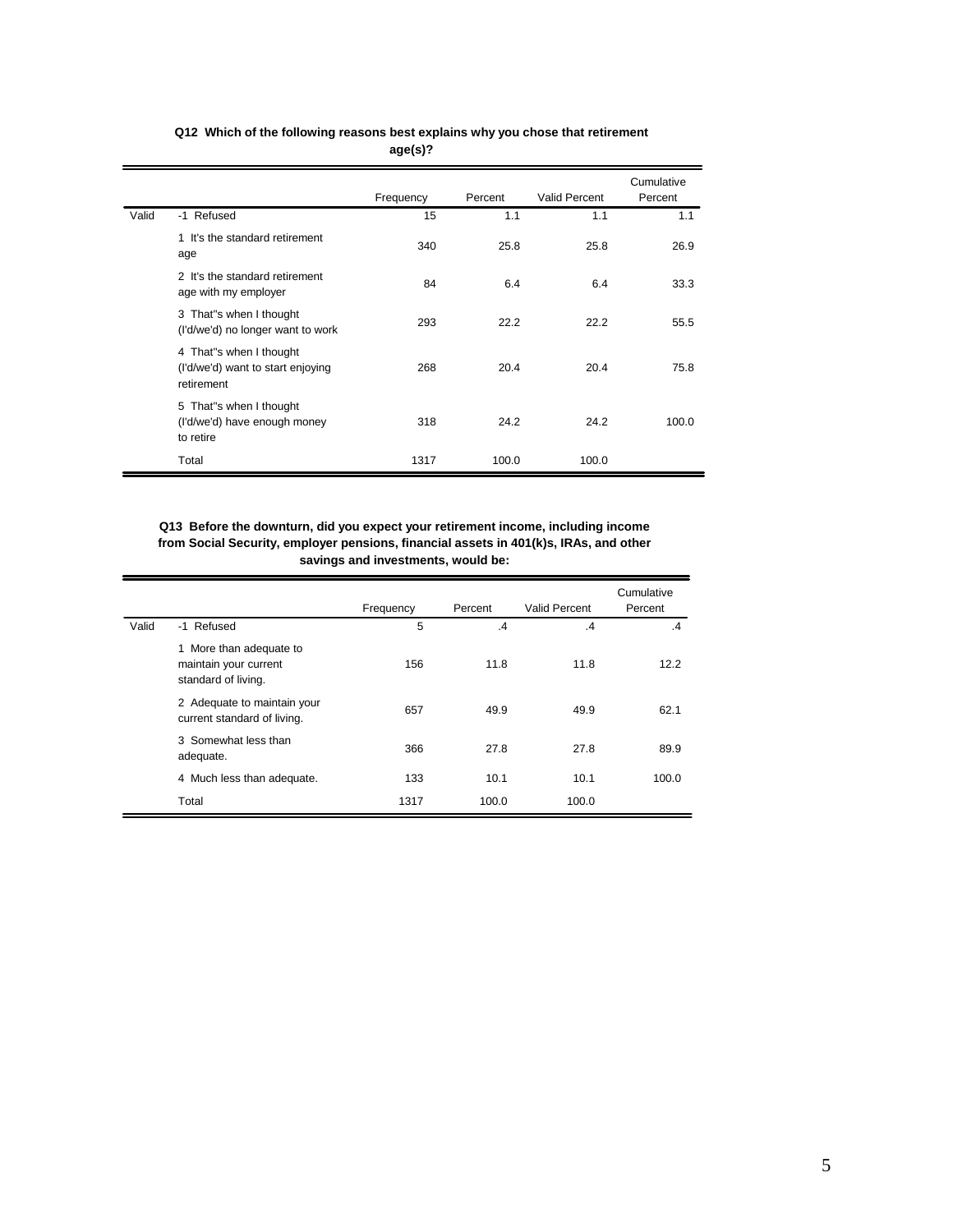**Q12 Which of the following reasons best explains why you chose that retirement age(s)?**

| | | Frequency | Percent | Valid Percent | Cumulative Percent |
|---|---|---|---|---|---|
| Valid | -1 Refused | 15 | 1.1 | 1.1 | 1.1 |
| | 1 It's the standard retirement age | 340 | 25.8 | 25.8 | 26.9 |
| | 2 It's the standard retirement age with my employer | 84 | 6.4 | 6.4 | 33.3 |
| | 3 That''s when I thought (I'd/we'd) no longer want to work | 293 | 22.2 | 22.2 | 55.5 |
| | 4 That''s when I thought (I'd/we'd) want to start enjoying retirement | 268 | 20.4 | 20.4 | 75.8 |
| | 5 That''s when I thought (I'd/we'd) have enough money to retire | 318 | 24.2 | 24.2 | 100.0 |
| | Total | 1317 | 100.0 | 100.0 | |

**Q13 Before the downturn, did you expect your retirement income, including income from Social Security, employer pensions, financial assets in 401(k)s, IRAs, and other savings and investments, would be:**

| | | Frequency | Percent | Valid Percent | Cumulative Percent |
|---|---|---|---|---|---|
| Valid | -1 Refused | 5 | .4 | .4 | .4 |
| | 1 More than adequate to maintain your current standard of living. | 156 | 11.8 | 11.8 | 12.2 |
| | 2 Adequate to maintain your current standard of living. | 657 | 49.9 | 49.9 | 62.1 |
| | 3 Somewhat less than adequate. | 366 | 27.8 | 27.8 | 89.9 |
| | 4 Much less than adequate. | 133 | 10.1 | 10.1 | 100.0 |
| | Total | 1317 | 100.0 | 100.0 | |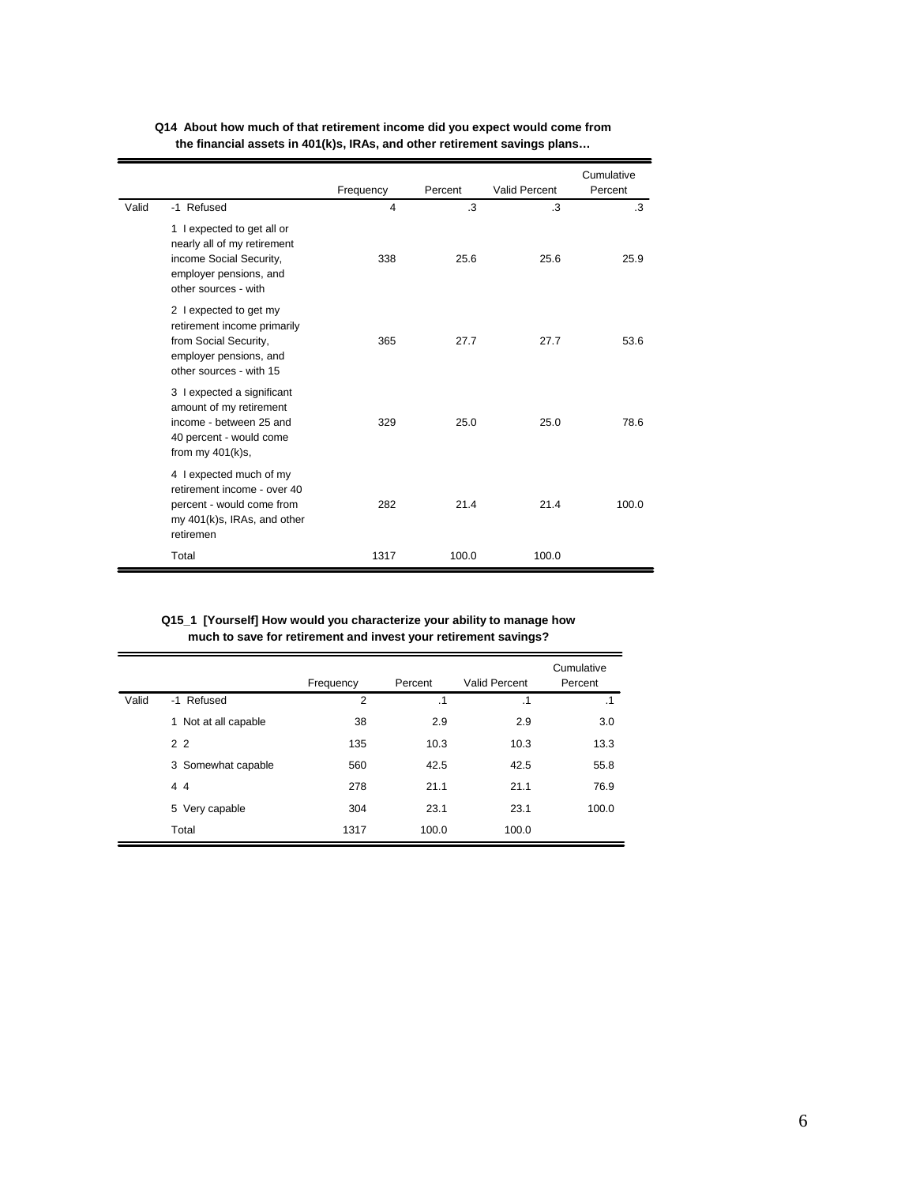**Q14 About how much of that retirement income did you expect would come from the financial assets in 401(k)s, IRAs, and other retirement savings plans…**

| | | Frequency | Percent | Valid Percent | Cumulative Percent |
|---|---|---|---|---|---|
| Valid | -1 Refused | 4 | .3 | .3 | .3 |
| | 1 I expected to get all or nearly all of my retirement income Social Security, employer pensions, and other sources - with | 338 | 25.6 | 25.6 | 25.9 |
| | 2 I expected to get my retirement income primarily from Social Security, employer pensions, and other sources - with 15 | 365 | 27.7 | 27.7 | 53.6 |
| | 3 I expected a significant amount of my retirement income - between 25 and 40 percent - would come from my 401(k)s, | 329 | 25.0 | 25.0 | 78.6 |
| | 4 I expected much of my retirement income - over 40 percent - would come from my 401(k)s, IRAs, and other retiremen | 282 | 21.4 | 21.4 | 100.0 |
| | Total | 1317 | 100.0 | 100.0 | |

**Q15_1 [Yourself] How would you characterize your ability to manage how much to save for retirement and invest your retirement savings?**

| | | Frequency | Percent | Valid Percent | Cumulative Percent |
|---|---|---|---|---|---|
| Valid | -1 Refused | 2 | .1 | .1 | .1 |
| | 1 Not at all capable | 38 | 2.9 | 2.9 | 3.0 |
| | 2 2 | 135 | 10.3 | 10.3 | 13.3 |
| | 3 Somewhat capable | 560 | 42.5 | 42.5 | 55.8 |
| | 4 4 | 278 | 21.1 | 21.1 | 76.9 |
| | 5 Very capable | 304 | 23.1 | 23.1 | 100.0 |
| | Total | 1317 | 100.0 | 100.0 | |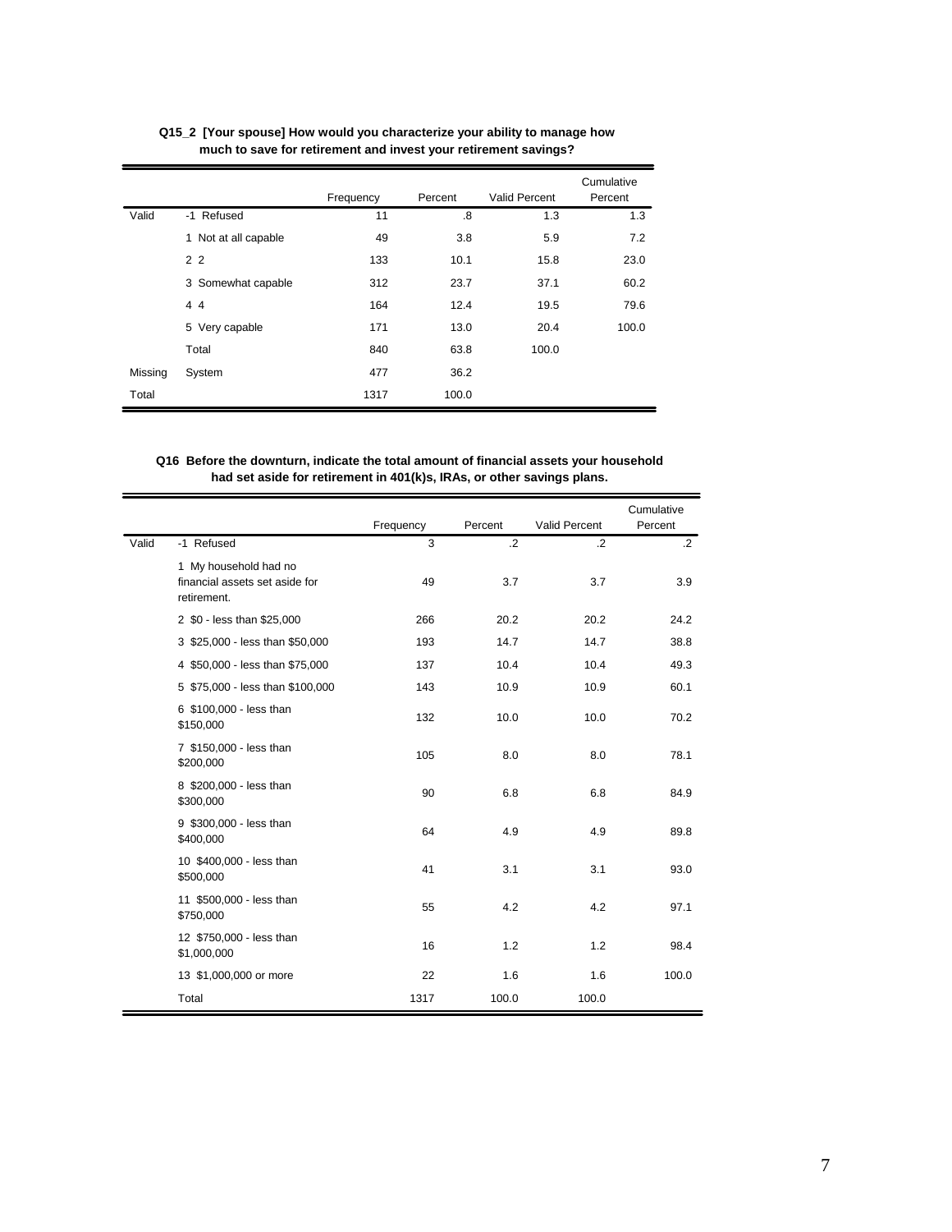**Q15_2 [Your spouse] How would you characterize your ability to manage how much to save for retirement and invest your retirement savings?**

| | | Frequency | Percent | Valid Percent | Cumulative Percent |
|---|---|---|---|---|---|
| Valid | -1 Refused | 11 | .8 | 1.3 | 1.3 |
| | 1 Not at all capable | 49 | 3.8 | 5.9 | 7.2 |
| | 2 2 | 133 | 10.1 | 15.8 | 23.0 |
| | 3 Somewhat capable | 312 | 23.7 | 37.1 | 60.2 |
| | 4 4 | 164 | 12.4 | 19.5 | 79.6 |
| | 5 Very capable | 171 | 13.0 | 20.4 | 100.0 |
| | Total | 840 | 63.8 | 100.0 | |
| Missing | System | 477 | 36.2 | | |
| Total | | 1317 | 100.0 | | |

**Q16 Before the downturn, indicate the total amount of financial assets your household had set aside for retirement in 401(k)s, IRAs, or other savings plans.**

| | | Frequency | Percent | Valid Percent | Cumulative Percent |
|---|---|---|---|---|---|
| Valid | -1 Refused | 3 | .2 | .2 | .2 |
| | 1 My household had no financial assets set aside for retirement. | 49 | 3.7 | 3.7 | 3.9 |
| | 2 $0 - less than $25,000 | 266 | 20.2 | 20.2 | 24.2 |
| | 3 $25,000 - less than $50,000 | 193 | 14.7 | 14.7 | 38.8 |
| | 4 $50,000 - less than $75,000 | 137 | 10.4 | 10.4 | 49.3 |
| | 5 $75,000 - less than $100,000 | 143 | 10.9 | 10.9 | 60.1 |
| | 6 $100,000 - less than $150,000 | 132 | 10.0 | 10.0 | 70.2 |
| | 7 $150,000 - less than $200,000 | 105 | 8.0 | 8.0 | 78.1 |
| | 8 $200,000 - less than $300,000 | 90 | 6.8 | 6.8 | 84.9 |
| | 9 $300,000 - less than $400,000 | 64 | 4.9 | 4.9 | 89.8 |
| | 10 $400,000 - less than $500,000 | 41 | 3.1 | 3.1 | 93.0 |
| | 11 $500,000 - less than $750,000 | 55 | 4.2 | 4.2 | 97.1 |
| | 12 $750,000 - less than $1,000,000 | 16 | 1.2 | 1.2 | 98.4 |
| | 13 $1,000,000 or more | 22 | 1.6 | 1.6 | 100.0 |
| | Total | 1317 | 100.0 | 100.0 | |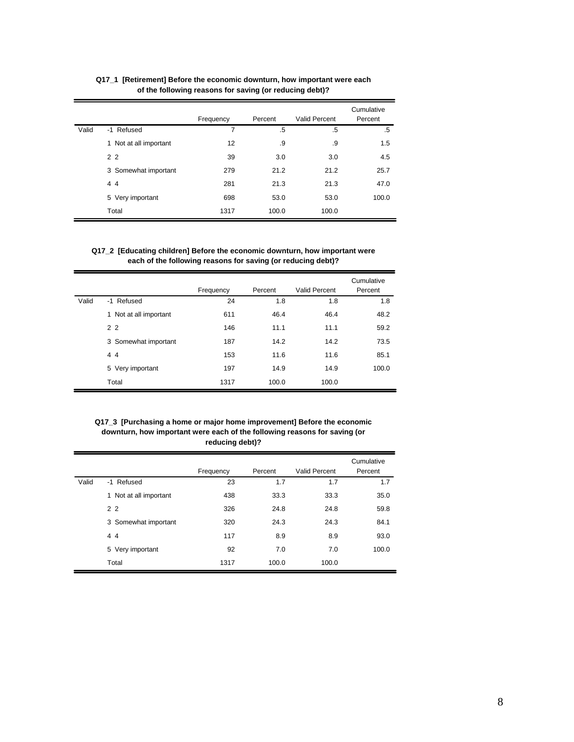**Q17_1 [Retirement] Before the economic downturn, how important were each of the following reasons for saving (or reducing debt)?**

| | | Frequency | Percent | Valid Percent | Cumulative Percent |
|---|---|---|---|---|---|
| Valid | -1 Refused | 7 | .5 | .5 | .5 |
| | 1 Not at all important | 12 | .9 | .9 | 1.5 |
| | 2 2 | 39 | 3.0 | 3.0 | 4.5 |
| | 3 Somewhat important | 279 | 21.2 | 21.2 | 25.7 |
| | 4 4 | 281 | 21.3 | 21.3 | 47.0 |
| | 5 Very important | 698 | 53.0 | 53.0 | 100.0 |
| | Total | 1317 | 100.0 | 100.0 | |

**Q17_2 [Educating children] Before the economic downturn, how important were each of the following reasons for saving (or reducing debt)?**

| | | Frequency | Percent | Valid Percent | Cumulative Percent |
|---|---|---|---|---|---|
| Valid | -1 Refused | 24 | 1.8 | 1.8 | 1.8 |
| | 1 Not at all important | 611 | 46.4 | 46.4 | 48.2 |
| | 2 2 | 146 | 11.1 | 11.1 | 59.2 |
| | 3 Somewhat important | 187 | 14.2 | 14.2 | 73.5 |
| | 4 4 | 153 | 11.6 | 11.6 | 85.1 |
| | 5 Very important | 197 | 14.9 | 14.9 | 100.0 |
| | Total | 1317 | 100.0 | 100.0 | |

**Q17_3 [Purchasing a home or major home improvement] Before the economic downturn, how important were each of the following reasons for saving (or reducing debt)?**

| | | Frequency | Percent | Valid Percent | Cumulative Percent |
|---|---|---|---|---|---|
| Valid | -1 Refused | 23 | 1.7 | 1.7 | 1.7 |
| | 1 Not at all important | 438 | 33.3 | 33.3 | 35.0 |
| | 2 2 | 326 | 24.8 | 24.8 | 59.8 |
| | 3 Somewhat important | 320 | 24.3 | 24.3 | 84.1 |
| | 4 4 | 117 | 8.9 | 8.9 | 93.0 |
| | 5 Very important | 92 | 7.0 | 7.0 | 100.0 |
| | Total | 1317 | 100.0 | 100.0 | |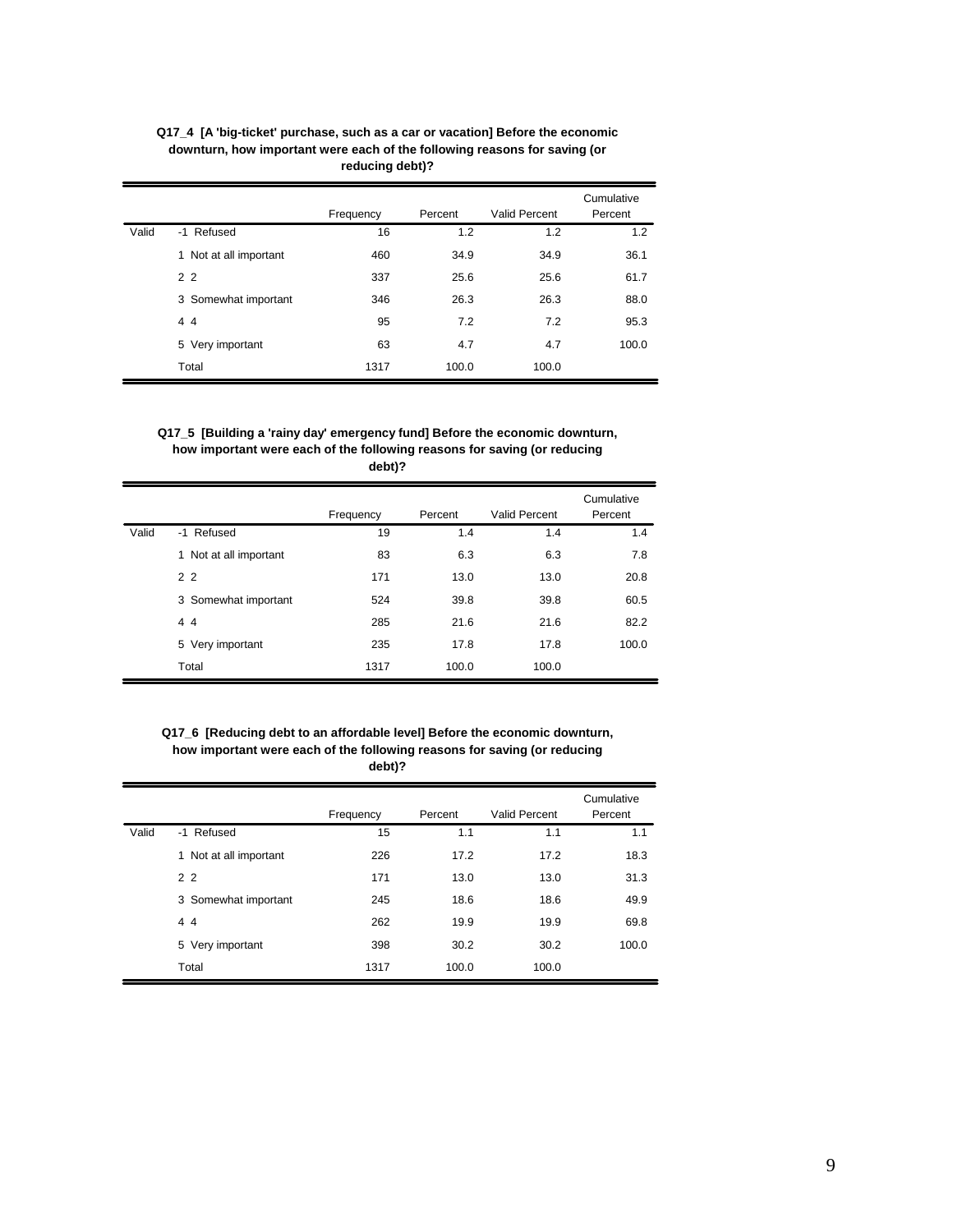**Q17_4 [A 'big-ticket' purchase, such as a car or vacation] Before the economic downturn, how important were each of the following reasons for saving (or reducing debt)?**

| | | Frequency | Percent | Valid Percent | Cumulative Percent |
|---|---|---|---|---|---|
| Valid | -1 Refused | 16 | 1.2 | 1.2 | 1.2 |
| | 1 Not at all important | 460 | 34.9 | 34.9 | 36.1 |
| | 2 2 | 337 | 25.6 | 25.6 | 61.7 |
| | 3 Somewhat important | 346 | 26.3 | 26.3 | 88.0 |
| | 4 4 | 95 | 7.2 | 7.2 | 95.3 |
| | 5 Very important | 63 | 4.7 | 4.7 | 100.0 |
| | Total | 1317 | 100.0 | 100.0 | |

**Q17_5 [Building a 'rainy day' emergency fund] Before the economic downturn, how important were each of the following reasons for saving (or reducing debt)?**

| | | Frequency | Percent | Valid Percent | Cumulative Percent |
|---|---|---|---|---|---|
| Valid | -1 Refused | 19 | 1.4 | 1.4 | 1.4 |
| | 1 Not at all important | 83 | 6.3 | 6.3 | 7.8 |
| | 2 2 | 171 | 13.0 | 13.0 | 20.8 |
| | 3 Somewhat important | 524 | 39.8 | 39.8 | 60.5 |
| | 4 4 | 285 | 21.6 | 21.6 | 82.2 |
| | 5 Very important | 235 | 17.8 | 17.8 | 100.0 |
| | Total | 1317 | 100.0 | 100.0 | |

**Q17_6 [Reducing debt to an affordable level] Before the economic downturn, how important were each of the following reasons for saving (or reducing debt)?**

| | | Frequency | Percent | Valid Percent | Cumulative Percent |
|---|---|---|---|---|---|
| Valid | -1 Refused | 15 | 1.1 | 1.1 | 1.1 |
| | 1 Not at all important | 226 | 17.2 | 17.2 | 18.3 |
| | 2 2 | 171 | 13.0 | 13.0 | 31.3 |
| | 3 Somewhat important | 245 | 18.6 | 18.6 | 49.9 |
| | 4 4 | 262 | 19.9 | 19.9 | 69.8 |
| | 5 Very important | 398 | 30.2 | 30.2 | 100.0 |
| | Total | 1317 | 100.0 | 100.0 | |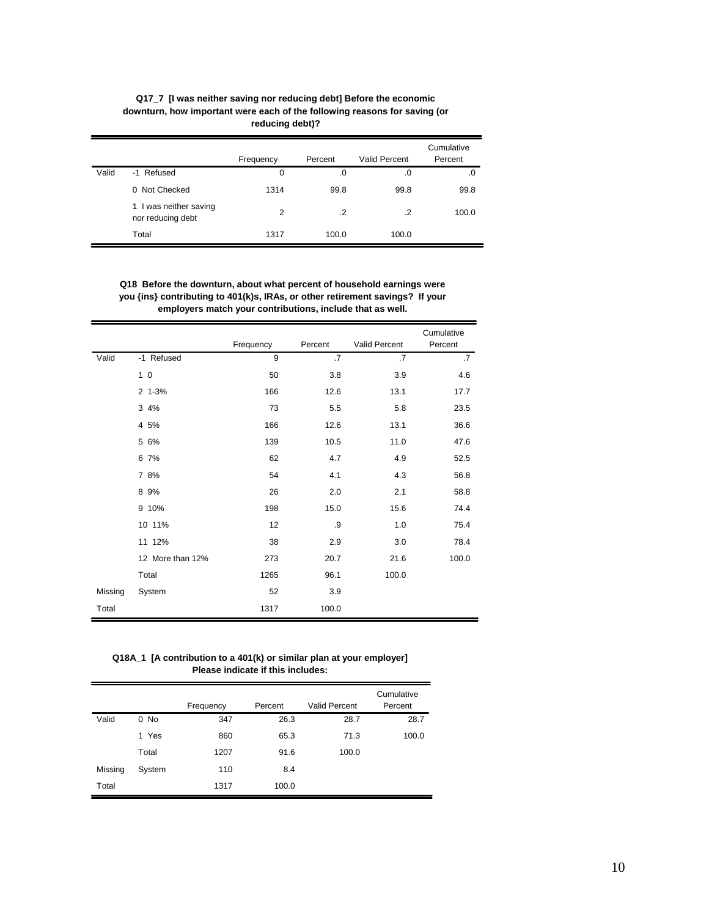**Q17_7 [I was neither saving nor reducing debt] Before the economic downturn, how important were each of the following reasons for saving (or reducing debt)?**

| | | Frequency | Percent | Valid Percent | Cumulative Percent |
|---|---|---|---|---|---|
| Valid | -1 Refused | 0 | .0 | .0 | .0 |
| | 0 Not Checked | 1314 | 99.8 | 99.8 | 99.8 |
| | 1 I was neither saving nor reducing debt | 2 | .2 | .2 | 100.0 |
| | Total | 1317 | 100.0 | 100.0 | |

**Q18 Before the downturn, about what percent of household earnings were you {ins} contributing to 401(k)s, IRAs, or other retirement savings? If your employers match your contributions, include that as well.**

| | | Frequency | Percent | Valid Percent | Cumulative Percent |
|---|---|---|---|---|---|
| Valid | -1 Refused | 9 | .7 | .7 | .7 |
| | 1 0 | 50 | 3.8 | 3.9 | 4.6 |
| | 2 1-3% | 166 | 12.6 | 13.1 | 17.7 |
| | 3 4% | 73 | 5.5 | 5.8 | 23.5 |
| | 4 5% | 166 | 12.6 | 13.1 | 36.6 |
| | 5 6% | 139 | 10.5 | 11.0 | 47.6 |
| | 6 7% | 62 | 4.7 | 4.9 | 52.5 |
| | 7 8% | 54 | 4.1 | 4.3 | 56.8 |
| | 8 9% | 26 | 2.0 | 2.1 | 58.8 |
| | 9 10% | 198 | 15.0 | 15.6 | 74.4 |
| | 10 11% | 12 | .9 | 1.0 | 75.4 |
| | 11 12% | 38 | 2.9 | 3.0 | 78.4 |
| | 12 More than 12% | 273 | 20.7 | 21.6 | 100.0 |
| | Total | 1265 | 96.1 | 100.0 | |
| Missing | System | 52 | 3.9 | | |
| Total | | 1317 | 100.0 | | |

**Q18A_1 [A contribution to a 401(k) or similar plan at your employer] Please indicate if this includes:**

| | | Frequency | Percent | Valid Percent | Cumulative Percent |
|---|---|---|---|---|---|
| Valid | 0 No | 347 | 26.3 | 28.7 | 28.7 |
| | 1 Yes | 860 | 65.3 | 71.3 | 100.0 |
| | Total | 1207 | 91.6 | 100.0 | |
| Missing | System | 110 | 8.4 | | |
| Total | | 1317 | 100.0 | | |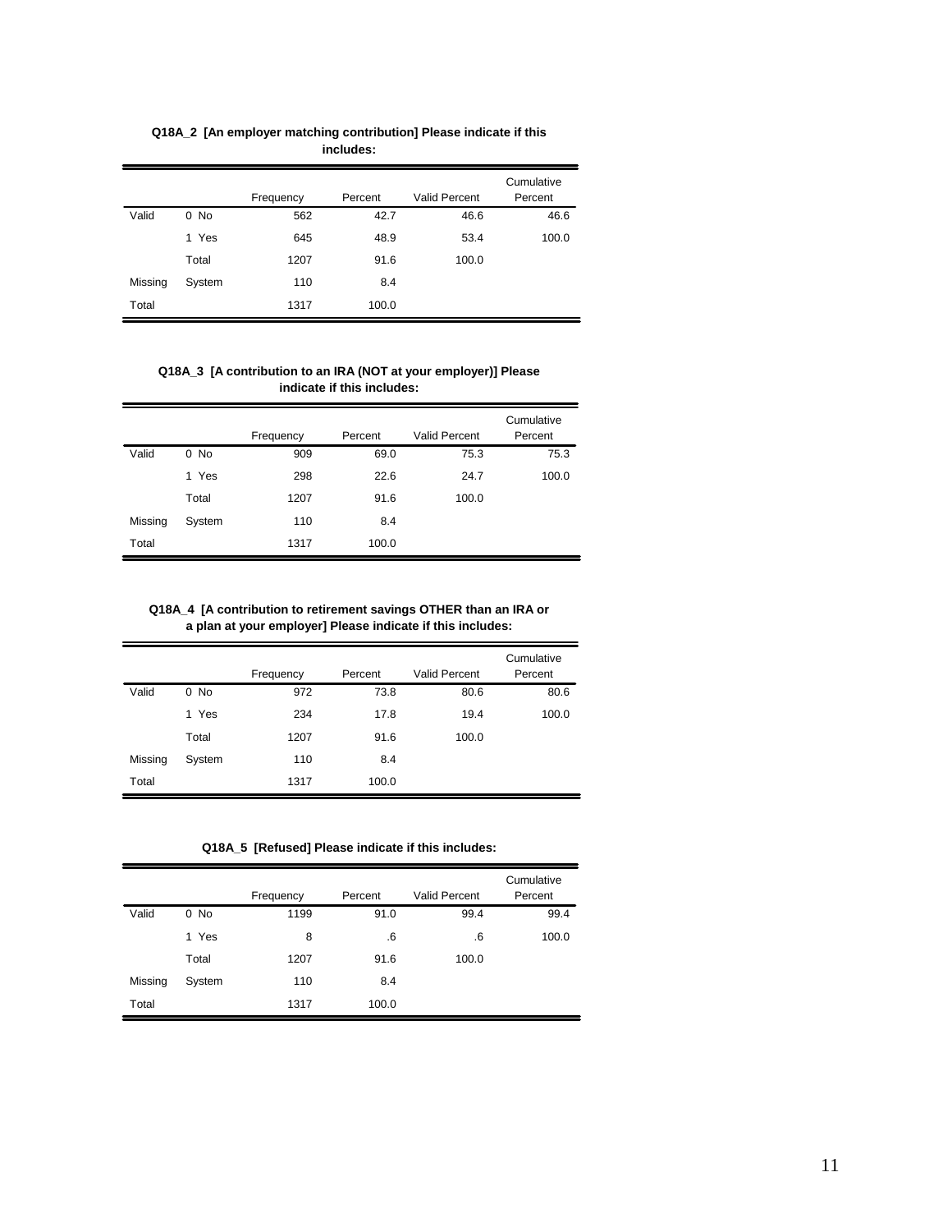**Q18A_2 [An employer matching contribution] Please indicate if this includes:**

| | | Frequency | Percent | Valid Percent | Cumulative Percent |
|---|---|---|---|---|---|
| Valid | 0 No | 562 | 42.7 | 46.6 | 46.6 |
| | 1 Yes | 645 | 48.9 | 53.4 | 100.0 |
| | Total | 1207 | 91.6 | 100.0 | |
| Missing | System | 110 | 8.4 | | |
| Total | | 1317 | 100.0 | | |

**Q18A_3 [A contribution to an IRA (NOT at your employer)] Please indicate if this includes:**

| | | Frequency | Percent | Valid Percent | Cumulative Percent |
|---|---|---|---|---|---|
| Valid | 0 No | 909 | 69.0 | 75.3 | 75.3 |
| | 1 Yes | 298 | 22.6 | 24.7 | 100.0 |
| | Total | 1207 | 91.6 | 100.0 | |
| Missing | System | 110 | 8.4 | | |
| Total | | 1317 | 100.0 | | |

**Q18A_4 [A contribution to retirement savings OTHER than an IRA or a plan at your employer] Please indicate if this includes:**

| | | Frequency | Percent | Valid Percent | Cumulative Percent |
|---|---|---|---|---|---|
| Valid | 0 No | 972 | 73.8 | 80.6 | 80.6 |
| | 1 Yes | 234 | 17.8 | 19.4 | 100.0 |
| | Total | 1207 | 91.6 | 100.0 | |
| Missing | System | 110 | 8.4 | | |
| Total | | 1317 | 100.0 | | |

**Q18A_5 [Refused] Please indicate if this includes:**

| | | Frequency | Percent | Valid Percent | Cumulative Percent |
|---|---|---|---|---|---|
| Valid | 0 No | 1199 | 91.0 | 99.4 | 99.4 |
| | 1 Yes | 8 | .6 | .6 | 100.0 |
| | Total | 1207 | 91.6 | 100.0 | |
| Missing | System | 110 | 8.4 | | |
| Total | | 1317 | 100.0 | | |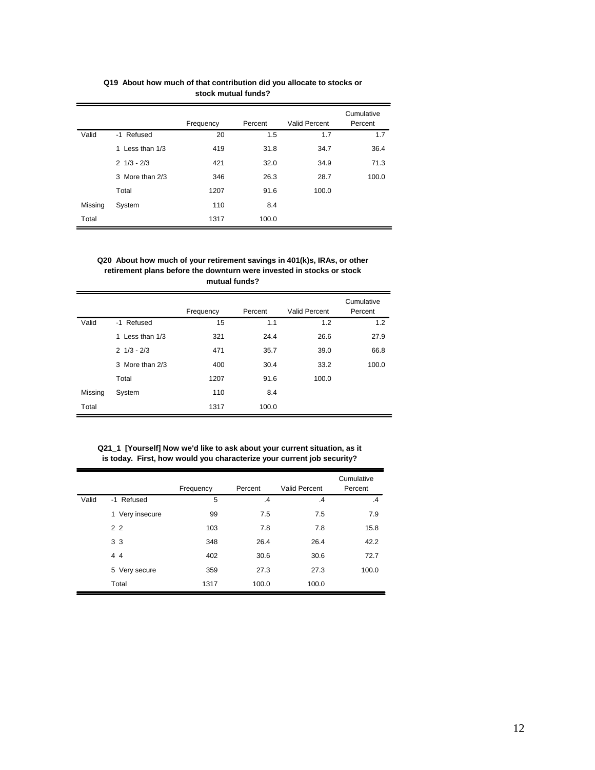**Q19 About how much of that contribution did you allocate to stocks or stock mutual funds?**

| | | Frequency | Percent | Valid Percent | Cumulative Percent |
|---|---|---|---|---|---|
| Valid | -1 Refused | 20 | 1.5 | 1.7 | 1.7 |
| | 1 Less than 1/3 | 419 | 31.8 | 34.7 | 36.4 |
| | 2 1/3 - 2/3 | 421 | 32.0 | 34.9 | 71.3 |
| | 3 More than 2/3 | 346 | 26.3 | 28.7 | 100.0 |
| | Total | 1207 | 91.6 | 100.0 | |
| Missing | System | 110 | 8.4 | | |
| Total | | 1317 | 100.0 | | |

**Q20 About how much of your retirement savings in 401(k)s, IRAs, or other retirement plans before the downturn were invested in stocks or stock mutual funds?**

| | | Frequency | Percent | Valid Percent | Cumulative Percent |
|---|---|---|---|---|---|
| Valid | -1 Refused | 15 | 1.1 | 1.2 | 1.2 |
| | 1 Less than 1/3 | 321 | 24.4 | 26.6 | 27.9 |
| | 2 1/3 - 2/3 | 471 | 35.7 | 39.0 | 66.8 |
| | 3 More than 2/3 | 400 | 30.4 | 33.2 | 100.0 |
| | Total | 1207 | 91.6 | 100.0 | |
| Missing | System | 110 | 8.4 | | |
| Total | | 1317 | 100.0 | | |

**Q21_1 [Yourself] Now we'd like to ask about your current situation, as it is today. First, how would you characterize your current job security?**

| | | Frequency | Percent | Valid Percent | Cumulative Percent |
|---|---|---|---|---|---|
| Valid | -1 Refused | 5 | .4 | .4 | .4 |
| | 1 Very insecure | 99 | 7.5 | 7.5 | 7.9 |
| | 2 2 | 103 | 7.8 | 7.8 | 15.8 |
| | 3 3 | 348 | 26.4 | 26.4 | 42.2 |
| | 4 4 | 402 | 30.6 | 30.6 | 72.7 |
| | 5 Very secure | 359 | 27.3 | 27.3 | 100.0 |
| | Total | 1317 | 100.0 | 100.0 | |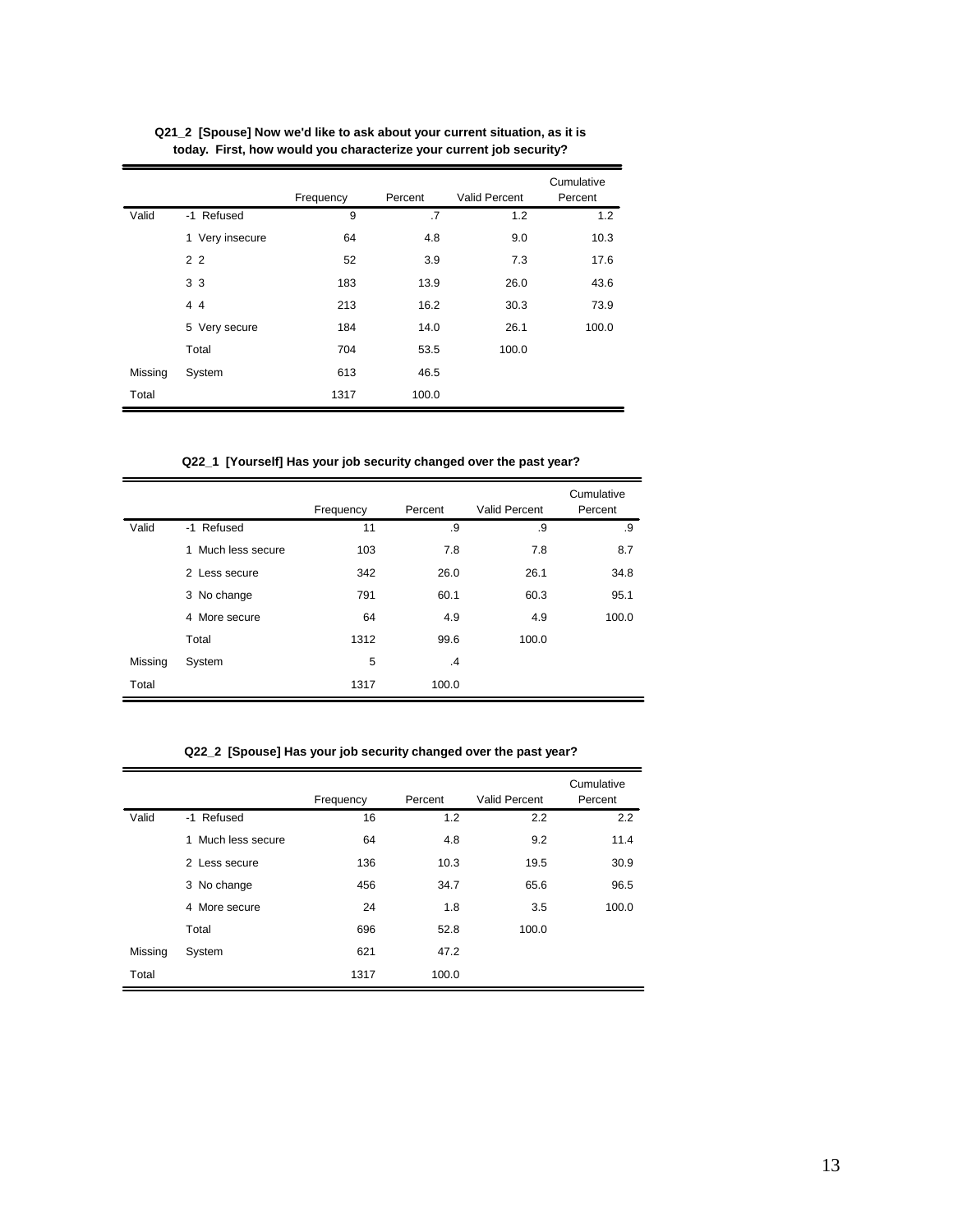**Q21_2 [Spouse] Now we'd like to ask about your current situation, as it is today. First, how would you characterize your current job security?**

| | | Frequency | Percent | Valid Percent | Cumulative Percent |
|---|---|---|---|---|---|
| Valid | -1 Refused | 9 | .7 | 1.2 | 1.2 |
| | 1 Very insecure | 64 | 4.8 | 9.0 | 10.3 |
| | 2 2 | 52 | 3.9 | 7.3 | 17.6 |
| | 3 3 | 183 | 13.9 | 26.0 | 43.6 |
| | 4 4 | 213 | 16.2 | 30.3 | 73.9 |
| | 5 Very secure | 184 | 14.0 | 26.1 | 100.0 |
| | Total | 704 | 53.5 | 100.0 | |
| Missing | System | 613 | 46.5 | | |
| Total | | 1317 | 100.0 | | |

**Q22_1 [Yourself] Has your job security changed over the past year?**

| | | Frequency | Percent | Valid Percent | Cumulative Percent |
|---|---|---|---|---|---|
| Valid | -1 Refused | 11 | .9 | .9 | .9 |
| | 1 Much less secure | 103 | 7.8 | 7.8 | 8.7 |
| | 2 Less secure | 342 | 26.0 | 26.1 | 34.8 |
| | 3 No change | 791 | 60.1 | 60.3 | 95.1 |
| | 4 More secure | 64 | 4.9 | 4.9 | 100.0 |
| | Total | 1312 | 99.6 | 100.0 | |
| Missing | System | 5 | .4 | | |
| Total | | 1317 | 100.0 | | |

**Q22_2 [Spouse] Has your job security changed over the past year?**

| | | Frequency | Percent | Valid Percent | Cumulative Percent |
|---|---|---|---|---|---|
| Valid | -1 Refused | 16 | 1.2 | 2.2 | 2.2 |
| | 1 Much less secure | 64 | 4.8 | 9.2 | 11.4 |
| | 2 Less secure | 136 | 10.3 | 19.5 | 30.9 |
| | 3 No change | 456 | 34.7 | 65.6 | 96.5 |
| | 4 More secure | 24 | 1.8 | 3.5 | 100.0 |
| | Total | 696 | 52.8 | 100.0 | |
| Missing | System | 621 | 47.2 | | |
| Total | | 1317 | 100.0 | | |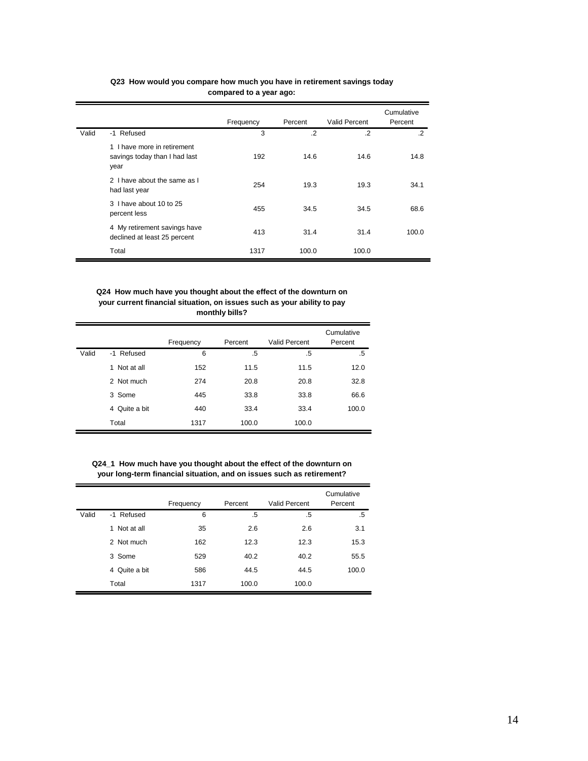**Q23 How would you compare how much you have in retirement savings today compared to a year ago:**

| | | Frequency | Percent | Valid Percent | Cumulative Percent |
|---|---|---|---|---|---|
| Valid | -1 Refused | 3 | .2 | .2 | .2 |
| | 1 I have more in retirement savings today than I had last year | 192 | 14.6 | 14.6 | 14.8 |
| | 2 I have about the same as I had last year | 254 | 19.3 | 19.3 | 34.1 |
| | 3 I have about 10 to 25 percent less | 455 | 34.5 | 34.5 | 68.6 |
| | 4 My retirement savings have declined at least 25 percent | 413 | 31.4 | 31.4 | 100.0 |
| | Total | 1317 | 100.0 | 100.0 | |

**Q24 How much have you thought about the effect of the downturn on your current financial situation, on issues such as your ability to pay monthly bills?**

| | | Frequency | Percent | Valid Percent | Cumulative Percent |
|---|---|---|---|---|---|
| Valid | -1 Refused | 6 | .5 | .5 | .5 |
| | 1 Not at all | 152 | 11.5 | 11.5 | 12.0 |
| | 2 Not much | 274 | 20.8 | 20.8 | 32.8 |
| | 3 Some | 445 | 33.8 | 33.8 | 66.6 |
| | 4 Quite a bit | 440 | 33.4 | 33.4 | 100.0 |
| | Total | 1317 | 100.0 | 100.0 | |

**Q24_1 How much have you thought about the effect of the downturn on your long-term financial situation, and on issues such as retirement?**

| | | Frequency | Percent | Valid Percent | Cumulative Percent |
|---|---|---|---|---|---|
| Valid | -1 Refused | 6 | .5 | .5 | .5 |
| | 1 Not at all | 35 | 2.6 | 2.6 | 3.1 |
| | 2 Not much | 162 | 12.3 | 12.3 | 15.3 |
| | 3 Some | 529 | 40.2 | 40.2 | 55.5 |
| | 4 Quite a bit | 586 | 44.5 | 44.5 | 100.0 |
| | Total | 1317 | 100.0 | 100.0 | |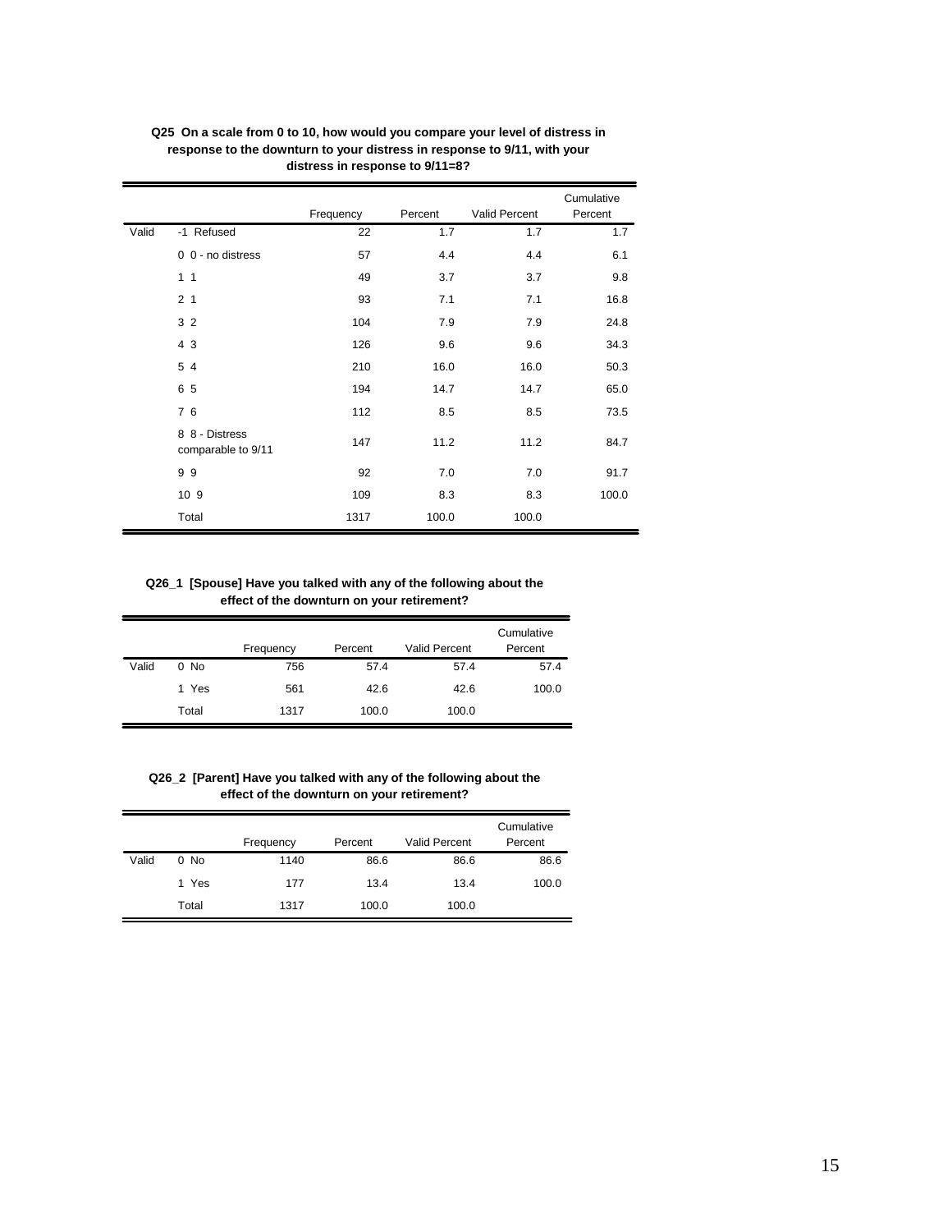**Q25 On a scale from 0 to 10, how would you compare your level of distress in response to the downturn to your distress in response to 9/11, with your distress in response to 9/11=8?**

| | | Frequency | Percent | Valid Percent | Cumulative Percent |
|---|---|---|---|---|---|
| Valid | -1 Refused | 22 | 1.7 | 1.7 | 1.7 |
| | 0 0 - no distress | 57 | 4.4 | 4.4 | 6.1 |
| | 1 1 | 49 | 3.7 | 3.7 | 9.8 |
| | 2 1 | 93 | 7.1 | 7.1 | 16.8 |
| | 3 2 | 104 | 7.9 | 7.9 | 24.8 |
| | 4 3 | 126 | 9.6 | 9.6 | 34.3 |
| | 5 4 | 210 | 16.0 | 16.0 | 50.3 |
| | 6 5 | 194 | 14.7 | 14.7 | 65.0 |
| | 7 6 | 112 | 8.5 | 8.5 | 73.5 |
| | 8 8 - Distress comparable to 9/11 | 147 | 11.2 | 11.2 | 84.7 |
| | 9 9 | 92 | 7.0 | 7.0 | 91.7 |
| | 10 9 | 109 | 8.3 | 8.3 | 100.0 |
| | Total | 1317 | 100.0 | 100.0 | |

**Q26_1 [Spouse] Have you talked with any of the following about the effect of the downturn on your retirement?**

| | | Frequency | Percent | Valid Percent | Cumulative Percent |
|---|---|---|---|---|---|
| Valid | 0 No | 756 | 57.4 | 57.4 | 57.4 |
| | 1 Yes | 561 | 42.6 | 42.6 | 100.0 |
| | Total | 1317 | 100.0 | 100.0 | |

**Q26_2 [Parent] Have you talked with any of the following about the effect of the downturn on your retirement?**

| | | Frequency | Percent | Valid Percent | Cumulative Percent |
|---|---|---|---|---|---|
| Valid | 0 No | 1140 | 86.6 | 86.6 | 86.6 |
| | 1 Yes | 177 | 13.4 | 13.4 | 100.0 |
| | Total | 1317 | 100.0 | 100.0 | |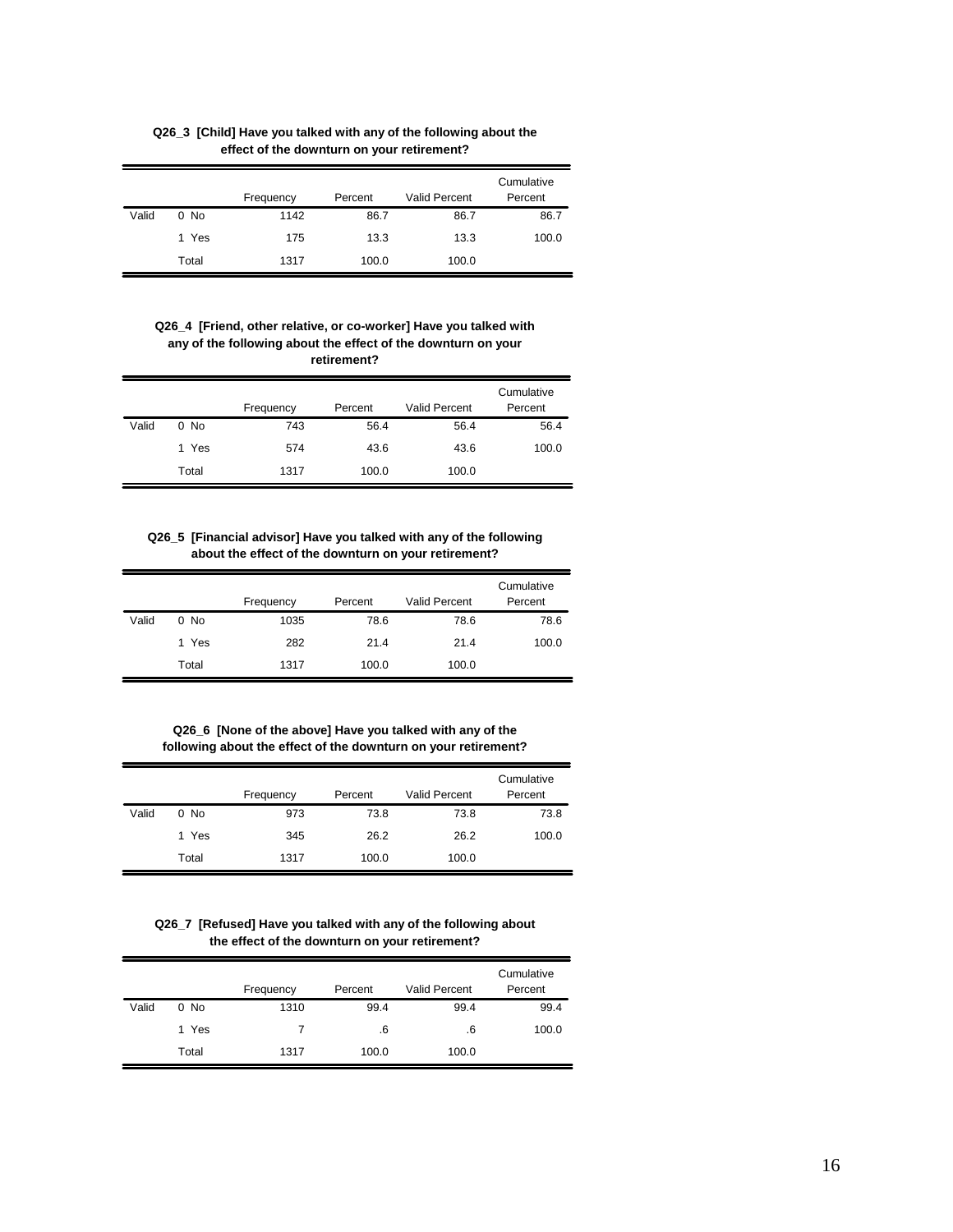**Q26_3 [Child] Have you talked with any of the following about the effect of the downturn on your retirement?**

| | | Frequency | Percent | Valid Percent | Cumulative Percent |
|---|---|---|---|---|---|
| Valid | 0 No | 1142 | 86.7 | 86.7 | 86.7 |
| | 1 Yes | 175 | 13.3 | 13.3 | 100.0 |
| | Total | 1317 | 100.0 | 100.0 | |

**Q26_4 [Friend, other relative, or co-worker] Have you talked with any of the following about the effect of the downturn on your retirement?**

| | | Frequency | Percent | Valid Percent | Cumulative Percent |
|---|---|---|---|---|---|
| Valid | 0 No | 743 | 56.4 | 56.4 | 56.4 |
| | 1 Yes | 574 | 43.6 | 43.6 | 100.0 |
| | Total | 1317 | 100.0 | 100.0 | |

**Q26_5 [Financial advisor] Have you talked with any of the following about the effect of the downturn on your retirement?**

| | | Frequency | Percent | Valid Percent | Cumulative Percent |
|---|---|---|---|---|---|
| Valid | 0 No | 1035 | 78.6 | 78.6 | 78.6 |
| | 1 Yes | 282 | 21.4 | 21.4 | 100.0 |
| | Total | 1317 | 100.0 | 100.0 | |

**Q26_6 [None of the above] Have you talked with any of the following about the effect of the downturn on your retirement?**

| | | Frequency | Percent | Valid Percent | Cumulative Percent |
|---|---|---|---|---|---|
| Valid | 0 No | 973 | 73.8 | 73.8 | 73.8 |
| | 1 Yes | 345 | 26.2 | 26.2 | 100.0 |
| | Total | 1317 | 100.0 | 100.0 | |

**Q26_7 [Refused] Have you talked with any of the following about the effect of the downturn on your retirement?**

| | | Frequency | Percent | Valid Percent | Cumulative Percent |
|---|---|---|---|---|---|
| Valid | 0 No | 1310 | 99.4 | 99.4 | 99.4 |
| | 1 Yes | 7 | .6 | .6 | 100.0 |
| | Total | 1317 | 100.0 | 100.0 | |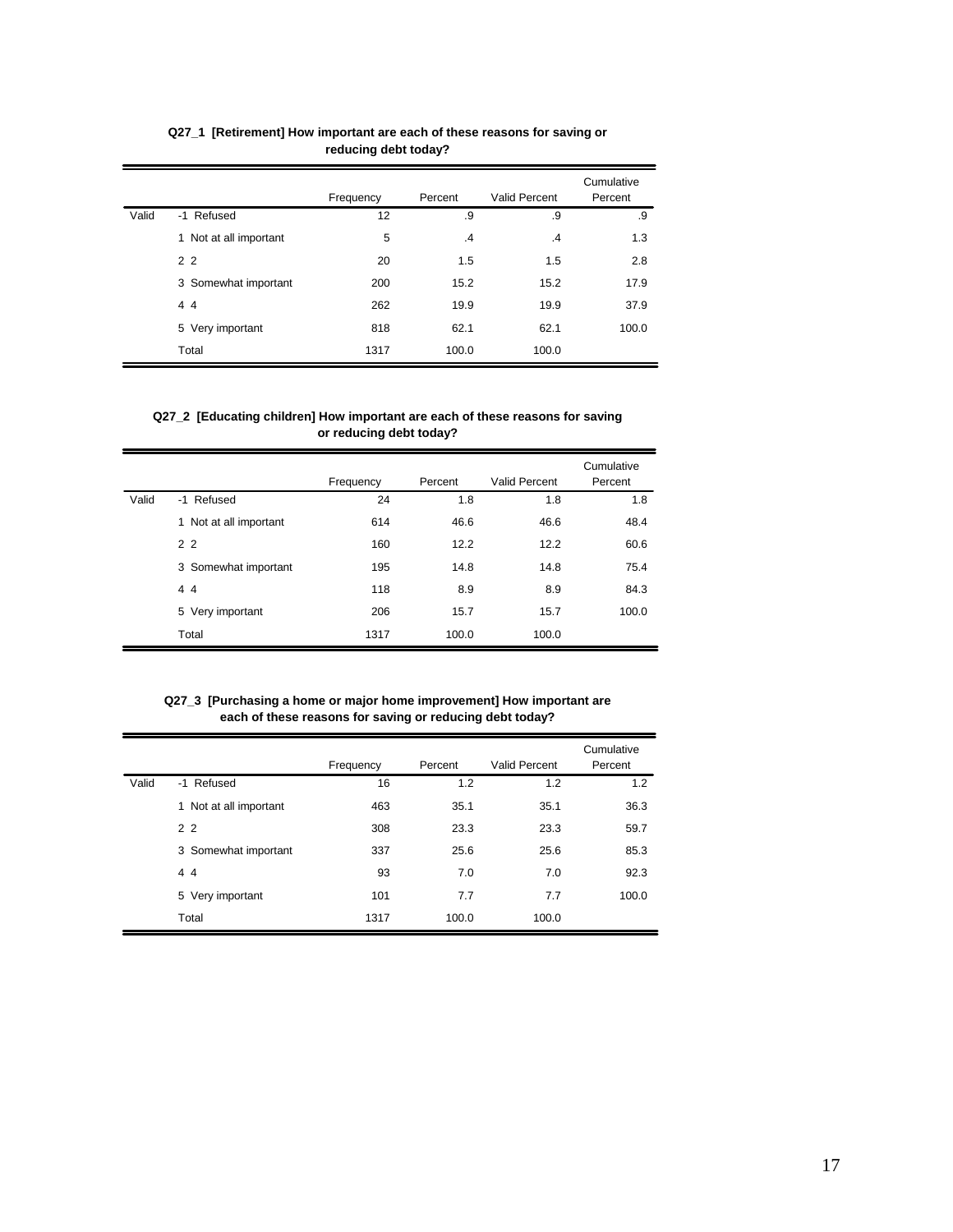**Q27_1 [Retirement] How important are each of these reasons for saving or reducing debt today?**

| | | Frequency | Percent | Valid Percent | Cumulative Percent |
|---|---|---|---|---|---|
| Valid | -1 Refused | 12 | .9 | .9 | .9 |
| | 1 Not at all important | 5 | .4 | .4 | 1.3 |
| | 2 2 | 20 | 1.5 | 1.5 | 2.8 |
| | 3 Somewhat important | 200 | 15.2 | 15.2 | 17.9 |
| | 4 4 | 262 | 19.9 | 19.9 | 37.9 |
| | 5 Very important | 818 | 62.1 | 62.1 | 100.0 |
| | Total | 1317 | 100.0 | 100.0 | |

**Q27_2 [Educating children] How important are each of these reasons for saving or reducing debt today?**

| | | Frequency | Percent | Valid Percent | Cumulative Percent |
|---|---|---|---|---|---|
| Valid | -1 Refused | 24 | 1.8 | 1.8 | 1.8 |
| | 1 Not at all important | 614 | 46.6 | 46.6 | 48.4 |
| | 2 2 | 160 | 12.2 | 12.2 | 60.6 |
| | 3 Somewhat important | 195 | 14.8 | 14.8 | 75.4 |
| | 4 4 | 118 | 8.9 | 8.9 | 84.3 |
| | 5 Very important | 206 | 15.7 | 15.7 | 100.0 |
| | Total | 1317 | 100.0 | 100.0 | |

**Q27_3 [Purchasing a home or major home improvement] How important are each of these reasons for saving or reducing debt today?**

| | | Frequency | Percent | Valid Percent | Cumulative Percent |
|---|---|---|---|---|---|
| Valid | -1 Refused | 16 | 1.2 | 1.2 | 1.2 |
| | 1 Not at all important | 463 | 35.1 | 35.1 | 36.3 |
| | 2 2 | 308 | 23.3 | 23.3 | 59.7 |
| | 3 Somewhat important | 337 | 25.6 | 25.6 | 85.3 |
| | 4 4 | 93 | 7.0 | 7.0 | 92.3 |
| | 5 Very important | 101 | 7.7 | 7.7 | 100.0 |
| | Total | 1317 | 100.0 | 100.0 | |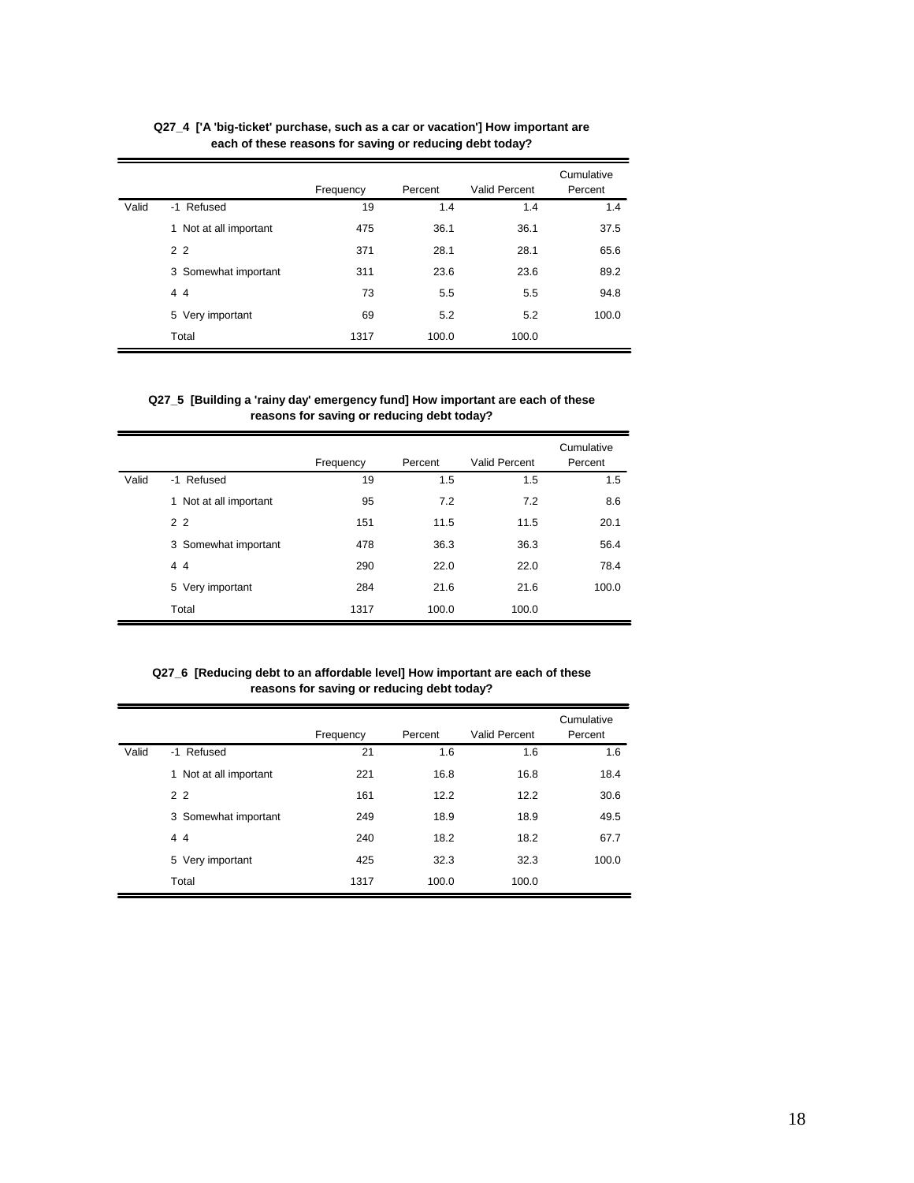**Q27_4 ['A 'big-ticket' purchase, such as a car or vacation'] How important are each of these reasons for saving or reducing debt today?**

| | | Frequency | Percent | Valid Percent | Cumulative Percent |
|---|---|---|---|---|---|
| Valid | -1 Refused | 19 | 1.4 | 1.4 | 1.4 |
| | 1 Not at all important | 475 | 36.1 | 36.1 | 37.5 |
| | 2 2 | 371 | 28.1 | 28.1 | 65.6 |
| | 3 Somewhat important | 311 | 23.6 | 23.6 | 89.2 |
| | 4 4 | 73 | 5.5 | 5.5 | 94.8 |
| | 5 Very important | 69 | 5.2 | 5.2 | 100.0 |
| | Total | 1317 | 100.0 | 100.0 | |

**Q27_5 [Building a 'rainy day' emergency fund] How important are each of these reasons for saving or reducing debt today?**

| | | Frequency | Percent | Valid Percent | Cumulative Percent |
|---|---|---|---|---|---|
| Valid | -1 Refused | 19 | 1.5 | 1.5 | 1.5 |
| | 1 Not at all important | 95 | 7.2 | 7.2 | 8.6 |
| | 2 2 | 151 | 11.5 | 11.5 | 20.1 |
| | 3 Somewhat important | 478 | 36.3 | 36.3 | 56.4 |
| | 4 4 | 290 | 22.0 | 22.0 | 78.4 |
| | 5 Very important | 284 | 21.6 | 21.6 | 100.0 |
| | Total | 1317 | 100.0 | 100.0 | |

**Q27_6 [Reducing debt to an affordable level] How important are each of these reasons for saving or reducing debt today?**

| | | Frequency | Percent | Valid Percent | Cumulative Percent |
|---|---|---|---|---|---|
| Valid | -1 Refused | 21 | 1.6 | 1.6 | 1.6 |
| | 1 Not at all important | 221 | 16.8 | 16.8 | 18.4 |
| | 2 2 | 161 | 12.2 | 12.2 | 30.6 |
| | 3 Somewhat important | 249 | 18.9 | 18.9 | 49.5 |
| | 4 4 | 240 | 18.2 | 18.2 | 67.7 |
| | 5 Very important | 425 | 32.3 | 32.3 | 100.0 |
| | Total | 1317 | 100.0 | 100.0 | |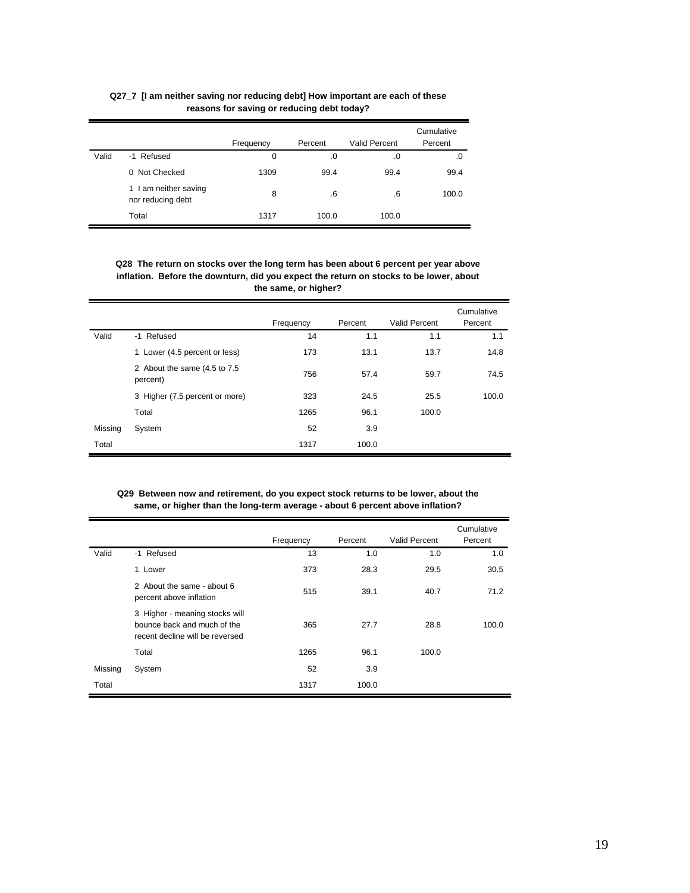**Q27_7 [I am neither saving nor reducing debt] How important are each of these reasons for saving or reducing debt today?**

| | | Frequency | Percent | Valid Percent | Cumulative Percent |
|---|---|---|---|---|---|
| Valid | -1 Refused | 0 | .0 | .0 | .0 |
| | 0 Not Checked | 1309 | 99.4 | 99.4 | 99.4 |
| | 1 I am neither saving nor reducing debt | 8 | .6 | .6 | 100.0 |
| | Total | 1317 | 100.0 | 100.0 | |

**Q28 The return on stocks over the long term has been about 6 percent per year above inflation. Before the downturn, did you expect the return on stocks to be lower, about the same, or higher?**

| | | Frequency | Percent | Valid Percent | Cumulative Percent |
|---|---|---|---|---|---|
| Valid | -1 Refused | 14 | 1.1 | 1.1 | 1.1 |
| | 1 Lower (4.5 percent or less) | 173 | 13.1 | 13.7 | 14.8 |
| | 2 About the same (4.5 to 7.5 percent) | 756 | 57.4 | 59.7 | 74.5 |
| | 3 Higher (7.5 percent or more) | 323 | 24.5 | 25.5 | 100.0 |
| | Total | 1265 | 96.1 | 100.0 | |
| Missing | System | 52 | 3.9 | | |
| Total | | 1317 | 100.0 | | |

**Q29 Between now and retirement, do you expect stock returns to be lower, about the same, or higher than the long-term average - about 6 percent above inflation?**

| | | Frequency | Percent | Valid Percent | Cumulative Percent |
|---|---|---|---|---|---|
| Valid | -1 Refused | 13 | 1.0 | 1.0 | 1.0 |
| | 1 Lower | 373 | 28.3 | 29.5 | 30.5 |
| | 2 About the same - about 6 percent above inflation | 515 | 39.1 | 40.7 | 71.2 |
| | 3 Higher - meaning stocks will bounce back and much of the recent decline will be reversed | 365 | 27.7 | 28.8 | 100.0 |
| | Total | 1265 | 96.1 | 100.0 | |
| Missing | System | 52 | 3.9 | | |
| Total | | 1317 | 100.0 | | |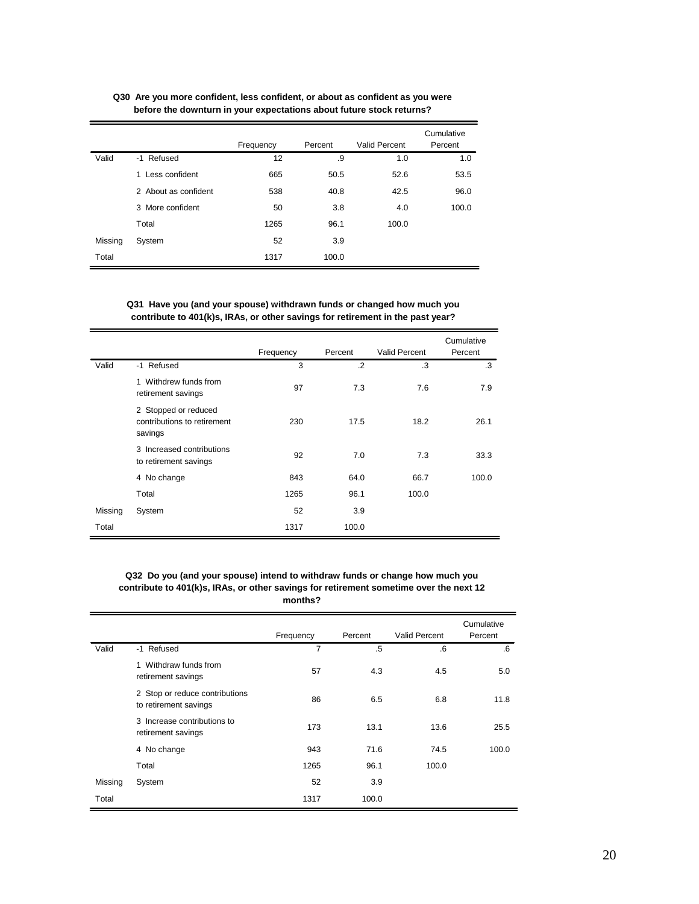**Q30 Are you more confident, less confident, or about as confident as you were before the downturn in your expectations about future stock returns?**

| | | Frequency | Percent | Valid Percent | Cumulative Percent |
|---|---|---|---|---|---|
| Valid | -1 Refused | 12 | .9 | 1.0 | 1.0 |
| | 1 Less confident | 665 | 50.5 | 52.6 | 53.5 |
| | 2 About as confident | 538 | 40.8 | 42.5 | 96.0 |
| | 3 More confident | 50 | 3.8 | 4.0 | 100.0 |
| | Total | 1265 | 96.1 | 100.0 | |
| Missing | System | 52 | 3.9 | | |
| Total | | 1317 | 100.0 | | |

**Q31 Have you (and your spouse) withdrawn funds or changed how much you contribute to 401(k)s, IRAs, or other savings for retirement in the past year?**

| | | Frequency | Percent | Valid Percent | Cumulative Percent |
|---|---|---|---|---|---|
| Valid | -1 Refused | 3 | .2 | .3 | .3 |
| | 1 Withdrew funds from retirement savings | 97 | 7.3 | 7.6 | 7.9 |
| | 2 Stopped or reduced contributions to retirement savings | 230 | 17.5 | 18.2 | 26.1 |
| | 3 Increased contributions to retirement savings | 92 | 7.0 | 7.3 | 33.3 |
| | 4 No change | 843 | 64.0 | 66.7 | 100.0 |
| | Total | 1265 | 96.1 | 100.0 | |
| Missing | System | 52 | 3.9 | | |
| Total | | 1317 | 100.0 | | |

**Q32 Do you (and your spouse) intend to withdraw funds or change how much you contribute to 401(k)s, IRAs, or other savings for retirement sometime over the next 12 months?**

| | | Frequency | Percent | Valid Percent | Cumulative Percent |
|---|---|---|---|---|---|
| Valid | -1 Refused | 7 | .5 | .6 | .6 |
| | 1 Withdraw funds from retirement savings | 57 | 4.3 | 4.5 | 5.0 |
| | 2 Stop or reduce contributions to retirement savings | 86 | 6.5 | 6.8 | 11.8 |
| | 3 Increase contributions to retirement savings | 173 | 13.1 | 13.6 | 25.5 |
| | 4 No change | 943 | 71.6 | 74.5 | 100.0 |
| | Total | 1265 | 96.1 | 100.0 | |
| Missing | System | 52 | 3.9 | | |
| Total | | 1317 | 100.0 | | |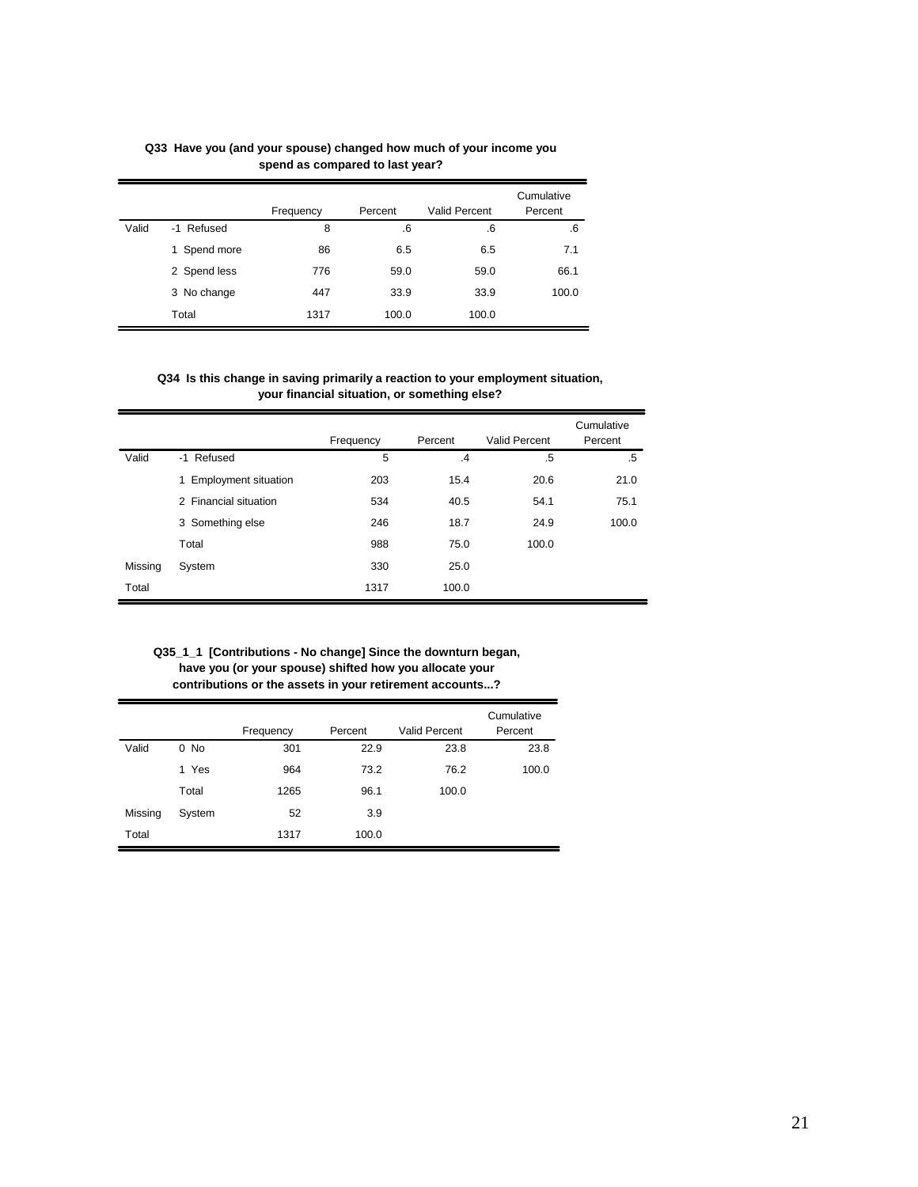**Q33 Have you (and your spouse) changed how much of your income you spend as compared to last year?**

| | | Frequency | Percent | Valid Percent | Cumulative Percent |
|---|---|---|---|---|---|
| Valid | -1 Refused | 8 | .6 | .6 | .6 |
| | 1 Spend more | 86 | 6.5 | 6.5 | 7.1 |
| | 2 Spend less | 776 | 59.0 | 59.0 | 66.1 |
| | 3 No change | 447 | 33.9 | 33.9 | 100.0 |
| | Total | 1317 | 100.0 | 100.0 | |

**Q34 Is this change in saving primarily a reaction to your employment situation, your financial situation, or something else?**

| | | Frequency | Percent | Valid Percent | Cumulative Percent |
|---|---|---|---|---|---|
| Valid | -1 Refused | 5 | .4 | .5 | .5 |
| | 1 Employment situation | 203 | 15.4 | 20.6 | 21.0 |
| | 2 Financial situation | 534 | 40.5 | 54.1 | 75.1 |
| | 3 Something else | 246 | 18.7 | 24.9 | 100.0 |
| | Total | 988 | 75.0 | 100.0 | |
| Missing | System | 330 | 25.0 | | |
| Total | | 1317 | 100.0 | | |

**Q35_1_1 [Contributions - No change] Since the downturn began, have you (or your spouse) shifted how you allocate your contributions or the assets in your retirement accounts...?**

| | | Frequency | Percent | Valid Percent | Cumulative Percent |
|---|---|---|---|---|---|
| Valid | 0 No | 301 | 22.9 | 23.8 | 23.8 |
| | 1 Yes | 964 | 73.2 | 76.2 | 100.0 |
| | Total | 1265 | 96.1 | 100.0 | |
| Missing | System | 52 | 3.9 | | |
| Total | | 1317 | 100.0 | | |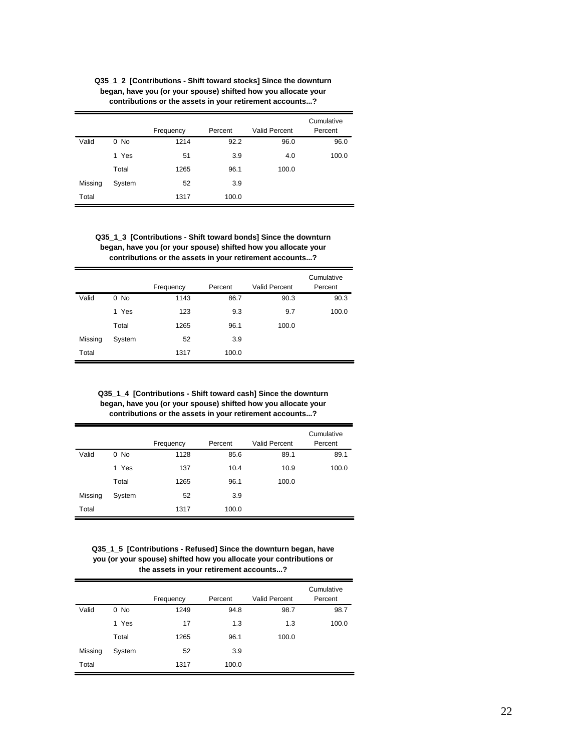**Q35_1_2 [Contributions - Shift toward stocks] Since the downturn began, have you (or your spouse) shifted how you allocate your contributions or the assets in your retirement accounts...?**

| | | Frequency | Percent | Valid Percent | Cumulative Percent |
|---|---|---|---|---|---|
| Valid | 0 No | 1214 | 92.2 | 96.0 | 96.0 |
| | 1 Yes | 51 | 3.9 | 4.0 | 100.0 |
| | Total | 1265 | 96.1 | 100.0 | |
| Missing | System | 52 | 3.9 | | |
| Total | | 1317 | 100.0 | | |

**Q35_1_3 [Contributions - Shift toward bonds] Since the downturn began, have you (or your spouse) shifted how you allocate your contributions or the assets in your retirement accounts...?**

| | | Frequency | Percent | Valid Percent | Cumulative Percent |
|---|---|---|---|---|---|
| Valid | 0 No | 1143 | 86.7 | 90.3 | 90.3 |
| | 1 Yes | 123 | 9.3 | 9.7 | 100.0 |
| | Total | 1265 | 96.1 | 100.0 | |
| Missing | System | 52 | 3.9 | | |
| Total | | 1317 | 100.0 | | |

**Q35_1_4 [Contributions - Shift toward cash] Since the downturn began, have you (or your spouse) shifted how you allocate your contributions or the assets in your retirement accounts...?**

| | | Frequency | Percent | Valid Percent | Cumulative Percent |
|---|---|---|---|---|---|
| Valid | 0 No | 1128 | 85.6 | 89.1 | 89.1 |
| | 1 Yes | 137 | 10.4 | 10.9 | 100.0 |
| | Total | 1265 | 96.1 | 100.0 | |
| Missing | System | 52 | 3.9 | | |
| Total | | 1317 | 100.0 | | |

**Q35_1_5 [Contributions - Refused] Since the downturn began, have you (or your spouse) shifted how you allocate your contributions or the assets in your retirement accounts...?**

| | | Frequency | Percent | Valid Percent | Cumulative Percent |
|---|---|---|---|---|---|
| Valid | 0 No | 1249 | 94.8 | 98.7 | 98.7 |
| | 1 Yes | 17 | 1.3 | 1.3 | 100.0 |
| | Total | 1265 | 96.1 | 100.0 | |
| Missing | System | 52 | 3.9 | | |
| Total | | 1317 | 100.0 | | |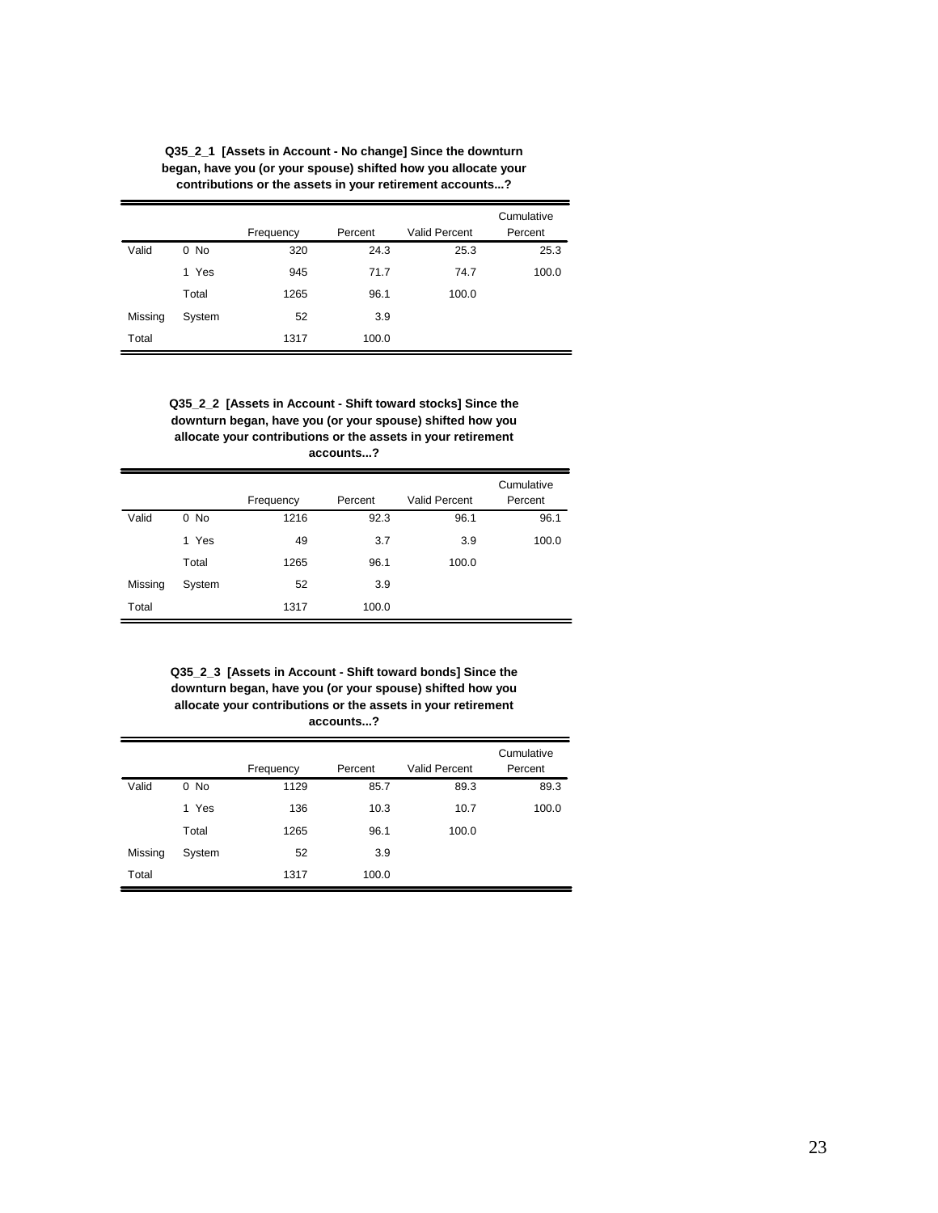**Q35_2_1 [Assets in Account - No change] Since the downturn began, have you (or your spouse) shifted how you allocate your contributions or the assets in your retirement accounts...?**

| | | Frequency | Percent | Valid Percent | Cumulative Percent |
|---|---|---|---|---|---|
| Valid | 0 No | 320 | 24.3 | 25.3 | 25.3 |
| | 1 Yes | 945 | 71.7 | 74.7 | 100.0 |
| | Total | 1265 | 96.1 | 100.0 | |
| Missing | System | 52 | 3.9 | | |
| Total | | 1317 | 100.0 | | |

**Q35_2_2 [Assets in Account - Shift toward stocks] Since the downturn began, have you (or your spouse) shifted how you allocate your contributions or the assets in your retirement accounts...?**

| | | Frequency | Percent | Valid Percent | Cumulative Percent |
|---|---|---|---|---|---|
| Valid | 0 No | 1216 | 92.3 | 96.1 | 96.1 |
| | 1 Yes | 49 | 3.7 | 3.9 | 100.0 |
| | Total | 1265 | 96.1 | 100.0 | |
| Missing | System | 52 | 3.9 | | |
| Total | | 1317 | 100.0 | | |

**Q35_2_3 [Assets in Account - Shift toward bonds] Since the downturn began, have you (or your spouse) shifted how you allocate your contributions or the assets in your retirement accounts...?**

| | | Frequency | Percent | Valid Percent | Cumulative Percent |
|---|---|---|---|---|---|
| Valid | 0 No | 1129 | 85.7 | 89.3 | 89.3 |
| | 1 Yes | 136 | 10.3 | 10.7 | 100.0 |
| | Total | 1265 | 96.1 | 100.0 | |
| Missing | System | 52 | 3.9 | | |
| Total | | 1317 | 100.0 | | |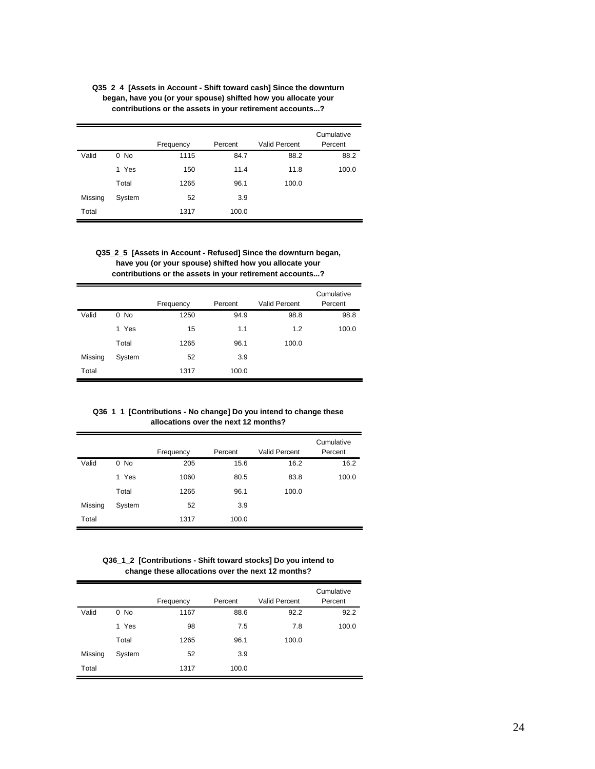**Q35_2_4 [Assets in Account - Shift toward cash] Since the downturn began, have you (or your spouse) shifted how you allocate your contributions or the assets in your retirement accounts...?**

| | | Frequency | Percent | Valid Percent | Cumulative Percent |
|---|---|---|---|---|---|
| Valid | 0 No | 1115 | 84.7 | 88.2 | 88.2 |
| | 1 Yes | 150 | 11.4 | 11.8 | 100.0 |
| | Total | 1265 | 96.1 | 100.0 | |
| Missing | System | 52 | 3.9 | | |
| Total | | 1317 | 100.0 | | |

**Q35_2_5 [Assets in Account - Refused] Since the downturn began, have you (or your spouse) shifted how you allocate your contributions or the assets in your retirement accounts...?**

| | | Frequency | Percent | Valid Percent | Cumulative Percent |
|---|---|---|---|---|---|
| Valid | 0 No | 1250 | 94.9 | 98.8 | 98.8 |
| | 1 Yes | 15 | 1.1 | 1.2 | 100.0 |
| | Total | 1265 | 96.1 | 100.0 | |
| Missing | System | 52 | 3.9 | | |
| Total | | 1317 | 100.0 | | |

**Q36_1_1 [Contributions - No change] Do you intend to change these allocations over the next 12 months?**

| | | Frequency | Percent | Valid Percent | Cumulative Percent |
|---|---|---|---|---|---|
| Valid | 0 No | 205 | 15.6 | 16.2 | 16.2 |
| | 1 Yes | 1060 | 80.5 | 83.8 | 100.0 |
| | Total | 1265 | 96.1 | 100.0 | |
| Missing | System | 52 | 3.9 | | |
| Total | | 1317 | 100.0 | | |

**Q36_1_2 [Contributions - Shift toward stocks] Do you intend to change these allocations over the next 12 months?**

| | | Frequency | Percent | Valid Percent | Cumulative Percent |
|---|---|---|---|---|---|
| Valid | 0 No | 1167 | 88.6 | 92.2 | 92.2 |
| | 1 Yes | 98 | 7.5 | 7.8 | 100.0 |
| | Total | 1265 | 96.1 | 100.0 | |
| Missing | System | 52 | 3.9 | | |
| Total | | 1317 | 100.0 | | |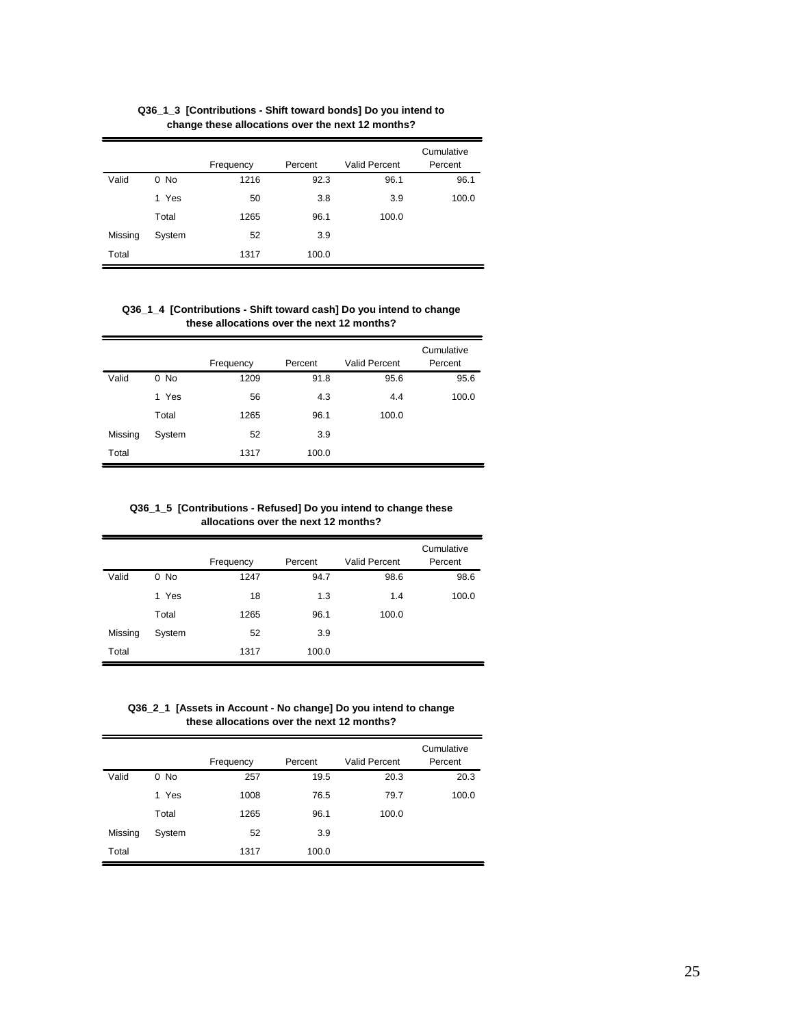**Q36_1_3 [Contributions - Shift toward bonds] Do you intend to change these allocations over the next 12 months?**

| | | Frequency | Percent | Valid Percent | Cumulative Percent |
|---|---|---|---|---|---|
| Valid | 0 No | 1216 | 92.3 | 96.1 | 96.1 |
| | 1 Yes | 50 | 3.8 | 3.9 | 100.0 |
| | Total | 1265 | 96.1 | 100.0 | |
| Missing | System | 52 | 3.9 | | |
| Total | | 1317 | 100.0 | | |

**Q36_1_4 [Contributions - Shift toward cash] Do you intend to change these allocations over the next 12 months?**

| | | Frequency | Percent | Valid Percent | Cumulative Percent |
|---|---|---|---|---|---|
| Valid | 0 No | 1209 | 91.8 | 95.6 | 95.6 |
| | 1 Yes | 56 | 4.3 | 4.4 | 100.0 |
| | Total | 1265 | 96.1 | 100.0 | |
| Missing | System | 52 | 3.9 | | |
| Total | | 1317 | 100.0 | | |

**Q36_1_5 [Contributions - Refused] Do you intend to change these allocations over the next 12 months?**

| | | Frequency | Percent | Valid Percent | Cumulative Percent |
|---|---|---|---|---|---|
| Valid | 0 No | 1247 | 94.7 | 98.6 | 98.6 |
| | 1 Yes | 18 | 1.3 | 1.4 | 100.0 |
| | Total | 1265 | 96.1 | 100.0 | |
| Missing | System | 52 | 3.9 | | |
| Total | | 1317 | 100.0 | | |

**Q36_2_1 [Assets in Account - No change] Do you intend to change these allocations over the next 12 months?**

| | | Frequency | Percent | Valid Percent | Cumulative Percent |
|---|---|---|---|---|---|
| Valid | 0 No | 257 | 19.5 | 20.3 | 20.3 |
| | 1 Yes | 1008 | 76.5 | 79.7 | 100.0 |
| | Total | 1265 | 96.1 | 100.0 | |
| Missing | System | 52 | 3.9 | | |
| Total | | 1317 | 100.0 | | |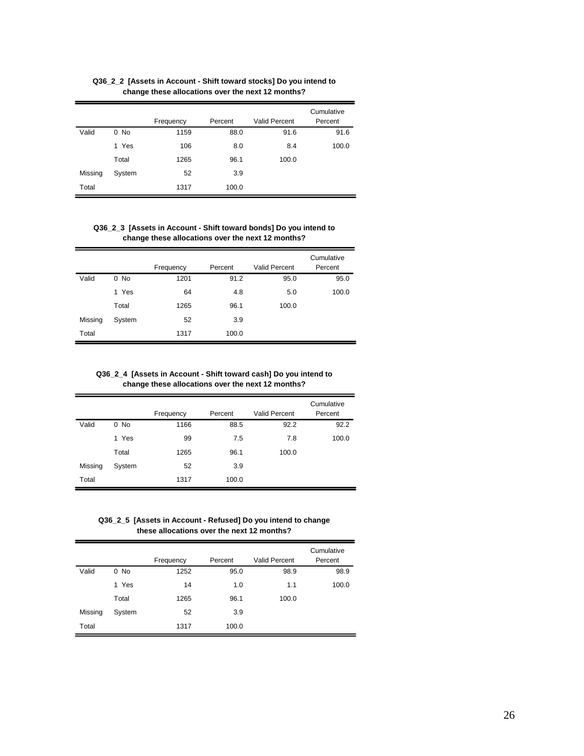**Q36_2_2 [Assets in Account - Shift toward stocks] Do you intend to change these allocations over the next 12 months?**

| | | Frequency | Percent | Valid Percent | Cumulative Percent |
|---|---|---|---|---|---|
| Valid | 0 No | 1159 | 88.0 | 91.6 | 91.6 |
| | 1 Yes | 106 | 8.0 | 8.4 | 100.0 |
| | Total | 1265 | 96.1 | 100.0 | |
| Missing | System | 52 | 3.9 | | |
| Total | | 1317 | 100.0 | | |

**Q36_2_3 [Assets in Account - Shift toward bonds] Do you intend to change these allocations over the next 12 months?**

| | | Frequency | Percent | Valid Percent | Cumulative Percent |
|---|---|---|---|---|---|
| Valid | 0 No | 1201 | 91.2 | 95.0 | 95.0 |
| | 1 Yes | 64 | 4.8 | 5.0 | 100.0 |
| | Total | 1265 | 96.1 | 100.0 | |
| Missing | System | 52 | 3.9 | | |
| Total | | 1317 | 100.0 | | |

**Q36_2_4 [Assets in Account - Shift toward cash] Do you intend to change these allocations over the next 12 months?**

| | | Frequency | Percent | Valid Percent | Cumulative Percent |
|---|---|---|---|---|---|
| Valid | 0 No | 1166 | 88.5 | 92.2 | 92.2 |
| | 1 Yes | 99 | 7.5 | 7.8 | 100.0 |
| | Total | 1265 | 96.1 | 100.0 | |
| Missing | System | 52 | 3.9 | | |
| Total | | 1317 | 100.0 | | |

**Q36_2_5 [Assets in Account - Refused] Do you intend to change these allocations over the next 12 months?**

| | | Frequency | Percent | Valid Percent | Cumulative Percent |
|---|---|---|---|---|---|
| Valid | 0 No | 1252 | 95.0 | 98.9 | 98.9 |
| | 1 Yes | 14 | 1.0 | 1.1 | 100.0 |
| | Total | 1265 | 96.1 | 100.0 | |
| Missing | System | 52 | 3.9 | | |
| Total | | 1317 | 100.0 | | |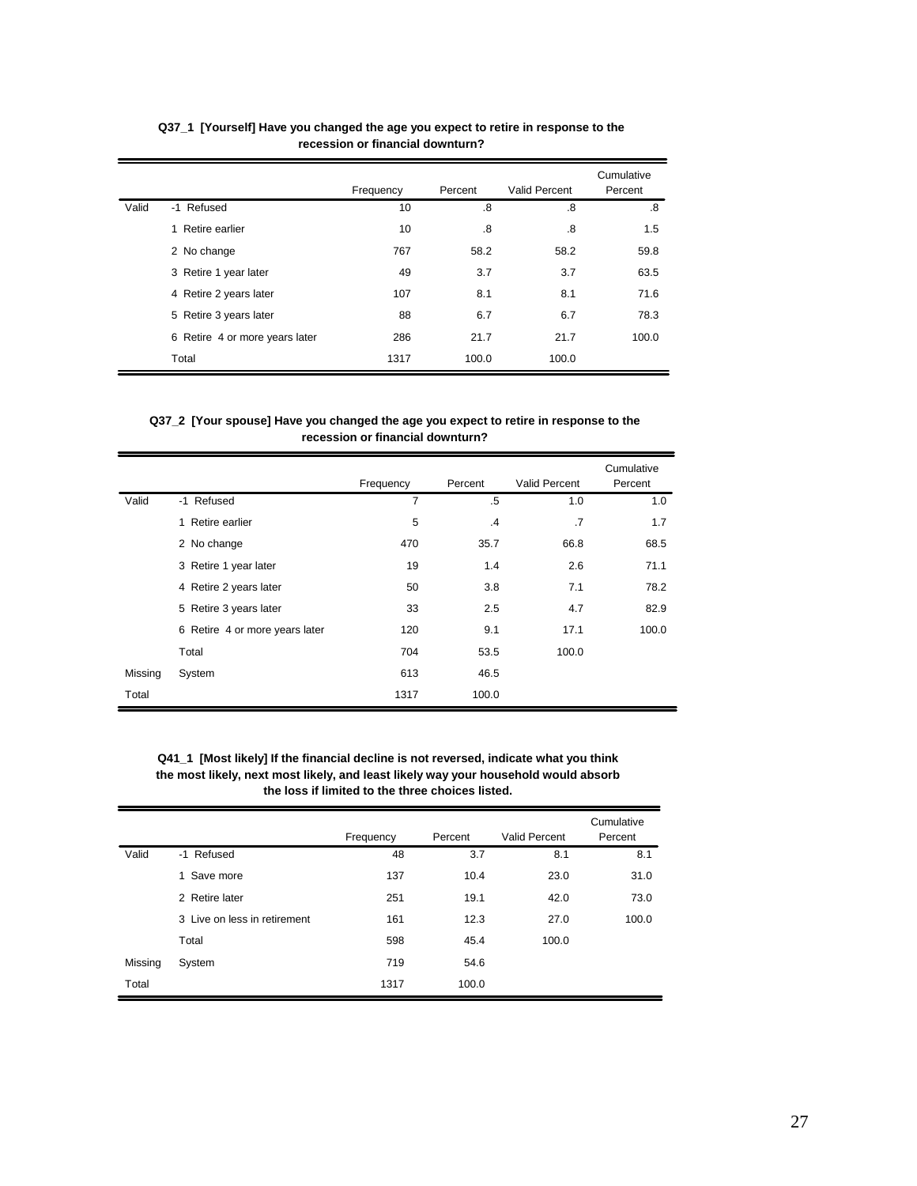**Q37_1 [Yourself] Have you changed the age you expect to retire in response to the recession or financial downturn?**

| | | Frequency | Percent | Valid Percent | Cumulative Percent |
|---|---|---|---|---|---|
| Valid | -1 Refused | 10 | .8 | .8 | .8 |
| | 1 Retire earlier | 10 | .8 | .8 | 1.5 |
| | 2 No change | 767 | 58.2 | 58.2 | 59.8 |
| | 3 Retire 1 year later | 49 | 3.7 | 3.7 | 63.5 |
| | 4 Retire 2 years later | 107 | 8.1 | 8.1 | 71.6 |
| | 5 Retire 3 years later | 88 | 6.7 | 6.7 | 78.3 |
| | 6 Retire 4 or more years later | 286 | 21.7 | 21.7 | 100.0 |
| | Total | 1317 | 100.0 | 100.0 | |

**Q37_2 [Your spouse] Have you changed the age you expect to retire in response to the recession or financial downturn?**

| | | Frequency | Percent | Valid Percent | Cumulative Percent |
|---|---|---|---|---|---|
| Valid | -1 Refused | 7 | .5 | 1.0 | 1.0 |
| | 1 Retire earlier | 5 | .4 | .7 | 1.7 |
| | 2 No change | 470 | 35.7 | 66.8 | 68.5 |
| | 3 Retire 1 year later | 19 | 1.4 | 2.6 | 71.1 |
| | 4 Retire 2 years later | 50 | 3.8 | 7.1 | 78.2 |
| | 5 Retire 3 years later | 33 | 2.5 | 4.7 | 82.9 |
| | 6 Retire 4 or more years later | 120 | 9.1 | 17.1 | 100.0 |
| | Total | 704 | 53.5 | 100.0 | |
| Missing | System | 613 | 46.5 | | |
| Total | | 1317 | 100.0 | | |

**Q41_1 [Most likely] If the financial decline is not reversed, indicate what you think the most likely, next most likely, and least likely way your household would absorb the loss if limited to the three choices listed.**

| | | Frequency | Percent | Valid Percent | Cumulative Percent |
|---|---|---|---|---|---|
| Valid | -1 Refused | 48 | 3.7 | 8.1 | 8.1 |
| | 1 Save more | 137 | 10.4 | 23.0 | 31.0 |
| | 2 Retire later | 251 | 19.1 | 42.0 | 73.0 |
| | 3 Live on less in retirement | 161 | 12.3 | 27.0 | 100.0 |
| | Total | 598 | 45.4 | 100.0 | |
| Missing | System | 719 | 54.6 | | |
| Total | | 1317 | 100.0 | | |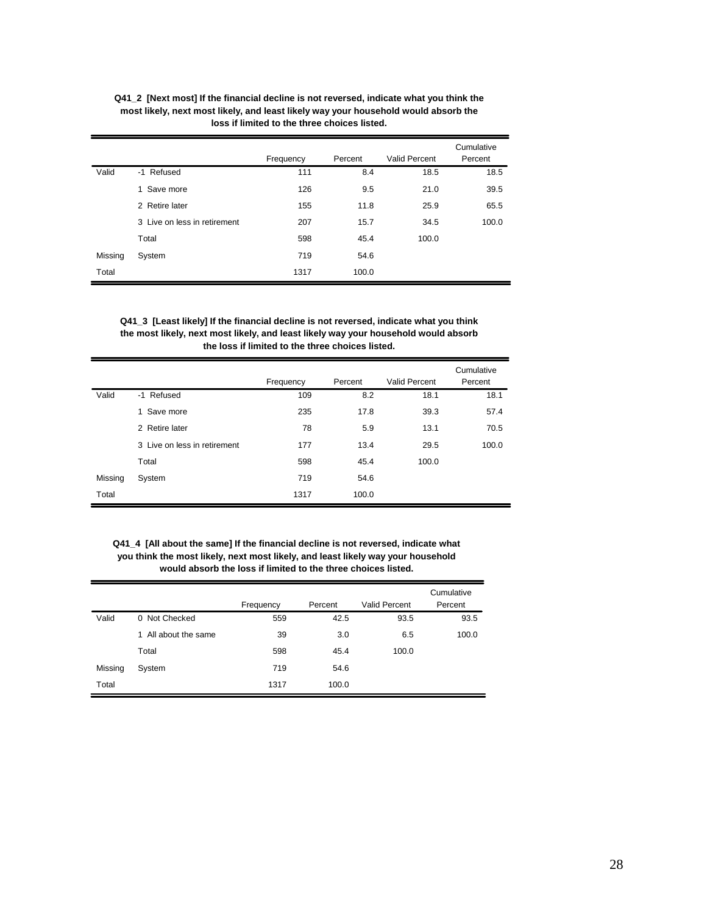**Q41_2 [Next most] If the financial decline is not reversed, indicate what you think the most likely, next most likely, and least likely way your household would absorb the loss if limited to the three choices listed.**

| | | Frequency | Percent | Valid Percent | Cumulative Percent |
|---|---|---|---|---|---|
| Valid | -1 Refused | 111 | 8.4 | 18.5 | 18.5 |
| | 1 Save more | 126 | 9.5 | 21.0 | 39.5 |
| | 2 Retire later | 155 | 11.8 | 25.9 | 65.5 |
| | 3 Live on less in retirement | 207 | 15.7 | 34.5 | 100.0 |
| | Total | 598 | 45.4 | 100.0 | |
| Missing | System | 719 | 54.6 | | |
| Total | | 1317 | 100.0 | | |

**Q41_3 [Least likely] If the financial decline is not reversed, indicate what you think the most likely, next most likely, and least likely way your household would absorb the loss if limited to the three choices listed.**

| | | Frequency | Percent | Valid Percent | Cumulative Percent |
|---|---|---|---|---|---|
| Valid | -1 Refused | 109 | 8.2 | 18.1 | 18.1 |
| | 1 Save more | 235 | 17.8 | 39.3 | 57.4 |
| | 2 Retire later | 78 | 5.9 | 13.1 | 70.5 |
| | 3 Live on less in retirement | 177 | 13.4 | 29.5 | 100.0 |
| | Total | 598 | 45.4 | 100.0 | |
| Missing | System | 719 | 54.6 | | |
| Total | | 1317 | 100.0 | | |

**Q41_4 [All about the same] If the financial decline is not reversed, indicate what you think the most likely, next most likely, and least likely way your household would absorb the loss if limited to the three choices listed.**

| | | Frequency | Percent | Valid Percent | Cumulative Percent |
|---|---|---|---|---|---|
| Valid | 0 Not Checked | 559 | 42.5 | 93.5 | 93.5 |
| | 1 All about the same | 39 | 3.0 | 6.5 | 100.0 |
| | Total | 598 | 45.4 | 100.0 | |
| Missing | System | 719 | 54.6 | | |
| Total | | 1317 | 100.0 | | |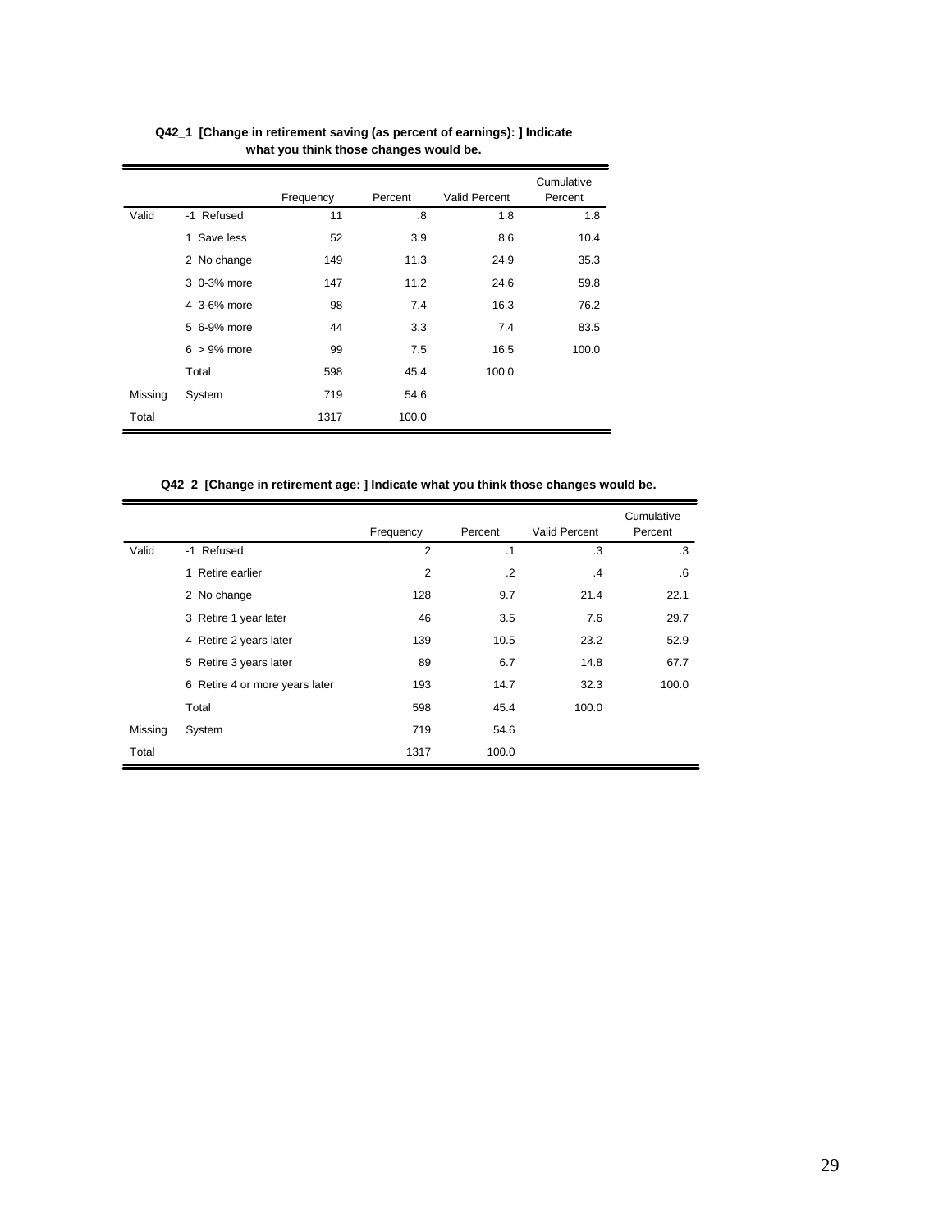**Q42_1 [Change in retirement saving (as percent of earnings): ] Indicate what you think those changes would be.**

| | | Frequency | Percent | Valid Percent | Cumulative Percent |
|---|---|---|---|---|---|
| Valid | -1 Refused | 11 | .8 | 1.8 | 1.8 |
| | 1 Save less | 52 | 3.9 | 8.6 | 10.4 |
| | 2 No change | 149 | 11.3 | 24.9 | 35.3 |
| | 3 0-3% more | 147 | 11.2 | 24.6 | 59.8 |
| | 4 3-6% more | 98 | 7.4 | 16.3 | 76.2 |
| | 5 6-9% more | 44 | 3.3 | 7.4 | 83.5 |
| | 6 > 9% more | 99 | 7.5 | 16.5 | 100.0 |
| | Total | 598 | 45.4 | 100.0 | |
| Missing | System | 719 | 54.6 | | |
| Total | | 1317 | 100.0 | | |

**Q42_2 [Change in retirement age: ] Indicate what you think those changes would be.**

| | | Frequency | Percent | Valid Percent | Cumulative Percent |
|---|---|---|---|---|---|
| Valid | -1 Refused | 2 | .1 | .3 | .3 |
| | 1 Retire earlier | 2 | .2 | .4 | .6 |
| | 2 No change | 128 | 9.7 | 21.4 | 22.1 |
| | 3 Retire 1 year later | 46 | 3.5 | 7.6 | 29.7 |
| | 4 Retire 2 years later | 139 | 10.5 | 23.2 | 52.9 |
| | 5 Retire 3 years later | 89 | 6.7 | 14.8 | 67.7 |
| | 6 Retire 4 or more years later | 193 | 14.7 | 32.3 | 100.0 |
| | Total | 598 | 45.4 | 100.0 | |
| Missing | System | 719 | 54.6 | | |
| Total | | 1317 | 100.0 | | |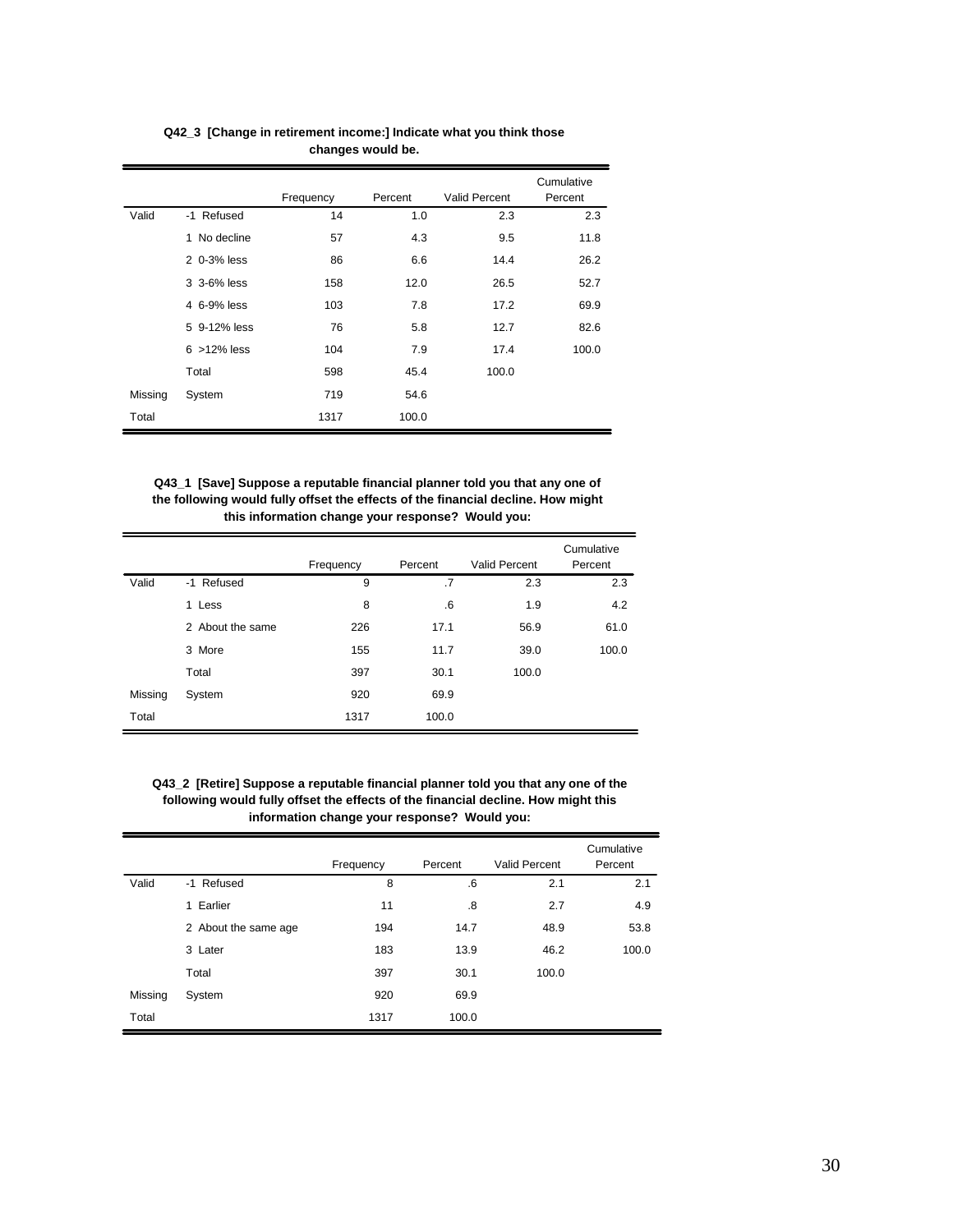**Q42_3 [Change in retirement income:] Indicate what you think those changes would be.**

| | | Frequency | Percent | Valid Percent | Cumulative Percent |
|---|---|---|---|---|---|
| Valid | -1 Refused | 14 | 1.0 | 2.3 | 2.3 |
| | 1 No decline | 57 | 4.3 | 9.5 | 11.8 |
| | 2 0-3% less | 86 | 6.6 | 14.4 | 26.2 |
| | 3 3-6% less | 158 | 12.0 | 26.5 | 52.7 |
| | 4 6-9% less | 103 | 7.8 | 17.2 | 69.9 |
| | 5 9-12% less | 76 | 5.8 | 12.7 | 82.6 |
| | 6 >12% less | 104 | 7.9 | 17.4 | 100.0 |
| | Total | 598 | 45.4 | 100.0 | |
| Missing | System | 719 | 54.6 | | |
| Total | | 1317 | 100.0 | | |

**Q43_1 [Save] Suppose a reputable financial planner told you that any one of the following would fully offset the effects of the financial decline. How might this information change your response? Would you:**

| | | Frequency | Percent | Valid Percent | Cumulative Percent |
|---|---|---|---|---|---|
| Valid | -1 Refused | 9 | .7 | 2.3 | 2.3 |
| | 1 Less | 8 | .6 | 1.9 | 4.2 |
| | 2 About the same | 226 | 17.1 | 56.9 | 61.0 |
| | 3 More | 155 | 11.7 | 39.0 | 100.0 |
| | Total | 397 | 30.1 | 100.0 | |
| Missing | System | 920 | 69.9 | | |
| Total | | 1317 | 100.0 | | |

**Q43_2 [Retire] Suppose a reputable financial planner told you that any one of the following would fully offset the effects of the financial decline. How might this information change your response? Would you:**

| | | Frequency | Percent | Valid Percent | Cumulative Percent |
|---|---|---|---|---|---|
| Valid | -1 Refused | 8 | .6 | 2.1 | 2.1 |
| | 1 Earlier | 11 | .8 | 2.7 | 4.9 |
| | 2 About the same age | 194 | 14.7 | 48.9 | 53.8 |
| | 3 Later | 183 | 13.9 | 46.2 | 100.0 |
| | Total | 397 | 30.1 | 100.0 | |
| Missing | System | 920 | 69.9 | | |
| Total | | 1317 | 100.0 | | |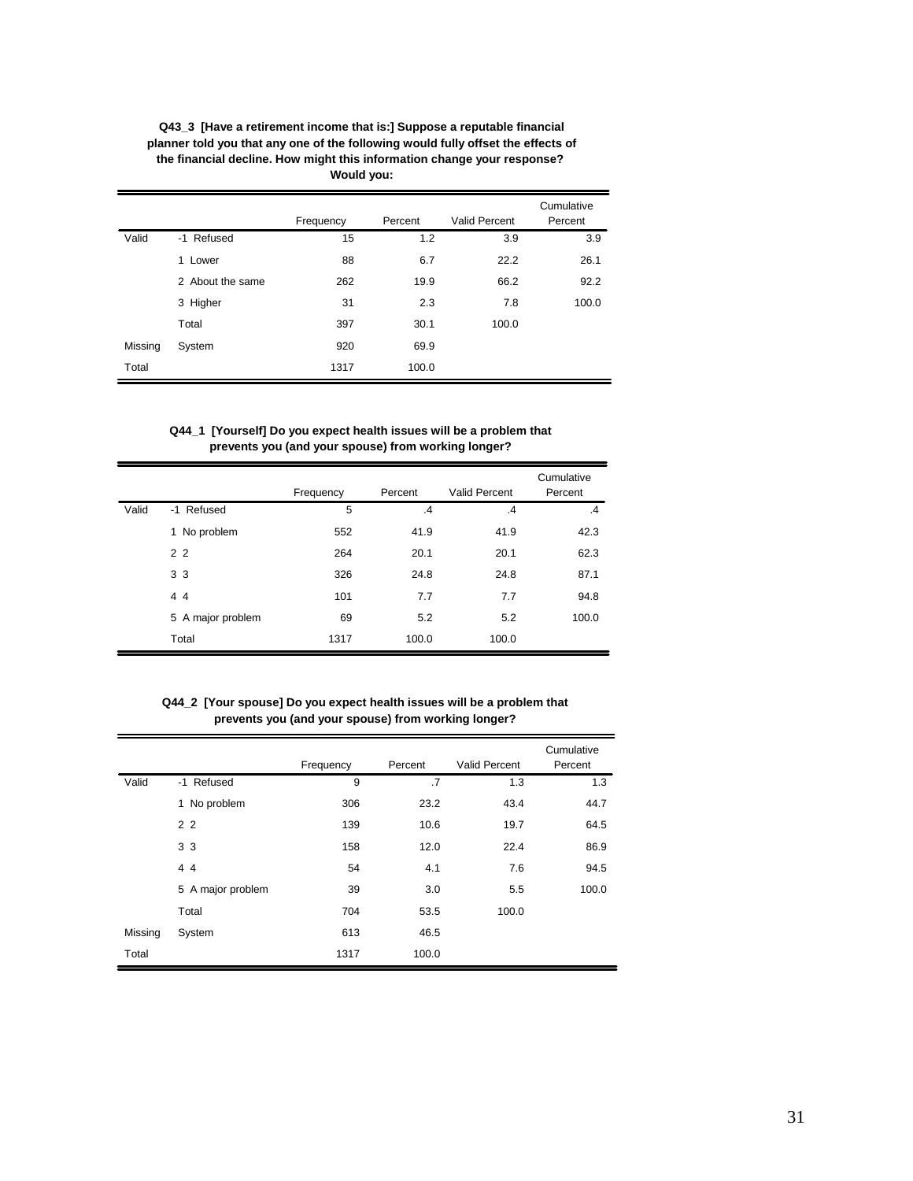**Q43_3 [Have a retirement income that is:] Suppose a reputable financial planner told you that any one of the following would fully offset the effects of the financial decline. How might this information change your response? Would you:**

| | | Frequency | Percent | Valid Percent | Cumulative Percent |
|---|---|---|---|---|---|
| Valid | -1 Refused | 15 | 1.2 | 3.9 | 3.9 |
| | 1 Lower | 88 | 6.7 | 22.2 | 26.1 |
| | 2 About the same | 262 | 19.9 | 66.2 | 92.2 |
| | 3 Higher | 31 | 2.3 | 7.8 | 100.0 |
| | Total | 397 | 30.1 | 100.0 | |
| Missing | System | 920 | 69.9 | | |
| Total | | 1317 | 100.0 | | |

**Q44_1 [Yourself] Do you expect health issues will be a problem that prevents you (and your spouse) from working longer?**

| | | Frequency | Percent | Valid Percent | Cumulative Percent |
|---|---|---|---|---|---|
| Valid | -1 Refused | 5 | .4 | .4 | .4 |
| | 1 No problem | 552 | 41.9 | 41.9 | 42.3 |
| | 2 2 | 264 | 20.1 | 20.1 | 62.3 |
| | 3 3 | 326 | 24.8 | 24.8 | 87.1 |
| | 4 4 | 101 | 7.7 | 7.7 | 94.8 |
| | 5 A major problem | 69 | 5.2 | 5.2 | 100.0 |
| | Total | 1317 | 100.0 | 100.0 | |

**Q44_2 [Your spouse] Do you expect health issues will be a problem that prevents you (and your spouse) from working longer?**

| | | Frequency | Percent | Valid Percent | Cumulative Percent |
|---|---|---|---|---|---|
| Valid | -1 Refused | 9 | .7 | 1.3 | 1.3 |
| | 1 No problem | 306 | 23.2 | 43.4 | 44.7 |
| | 2 2 | 139 | 10.6 | 19.7 | 64.5 |
| | 3 3 | 158 | 12.0 | 22.4 | 86.9 |
| | 4 4 | 54 | 4.1 | 7.6 | 94.5 |
| | 5 A major problem | 39 | 3.0 | 5.5 | 100.0 |
| | Total | 704 | 53.5 | 100.0 | |
| Missing | System | 613 | 46.5 | | |
| Total | | 1317 | 100.0 | | |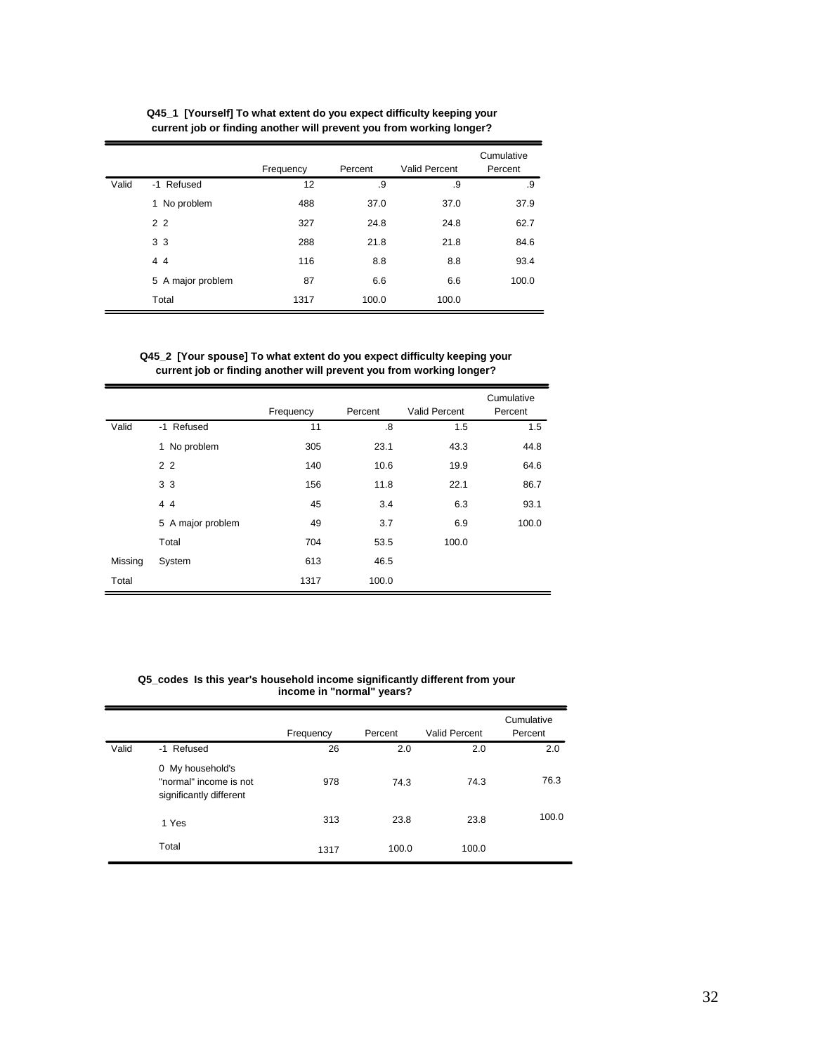**Q45_1 [Yourself] To what extent do you expect difficulty keeping your current job or finding another will prevent you from working longer?**

| | | Frequency | Percent | Valid Percent | Cumulative Percent |
|---|---|---|---|---|---|
| Valid | -1 Refused | 12 | .9 | .9 | .9 |
| | 1 No problem | 488 | 37.0 | 37.0 | 37.9 |
| | 2 2 | 327 | 24.8 | 24.8 | 62.7 |
| | 3 3 | 288 | 21.8 | 21.8 | 84.6 |
| | 4 4 | 116 | 8.8 | 8.8 | 93.4 |
| | 5 A major problem | 87 | 6.6 | 6.6 | 100.0 |
| | Total | 1317 | 100.0 | 100.0 | |

**Q45_2 [Your spouse] To what extent do you expect difficulty keeping your current job or finding another will prevent you from working longer?**

| | | Frequency | Percent | Valid Percent | Cumulative Percent |
|---|---|---|---|---|---|
| Valid | -1 Refused | 11 | .8 | 1.5 | 1.5 |
| | 1 No problem | 305 | 23.1 | 43.3 | 44.8 |
| | 2 2 | 140 | 10.6 | 19.9 | 64.6 |
| | 3 3 | 156 | 11.8 | 22.1 | 86.7 |
| | 4 4 | 45 | 3.4 | 6.3 | 93.1 |
| | 5 A major problem | 49 | 3.7 | 6.9 | 100.0 |
| | Total | 704 | 53.5 | 100.0 | |
| Missing | System | 613 | 46.5 | | |
| Total | | 1317 | 100.0 | | |

**Q5_codes Is this year's household income significantly different from your income in "normal" years?**

| | | Frequency | Percent | Valid Percent | Cumulative Percent |
|---|---|---|---|---|---|
| Valid | -1 Refused | 26 | 2.0 | 2.0 | 2.0 |
| | 0 My household's "normal" income is not significantly different | 978 | 74.3 | 74.3 | 76.3 |
| | 1 Yes | 313 | 23.8 | 23.8 | 100.0 |
| | Total | 1317 | 100.0 | 100.0 | |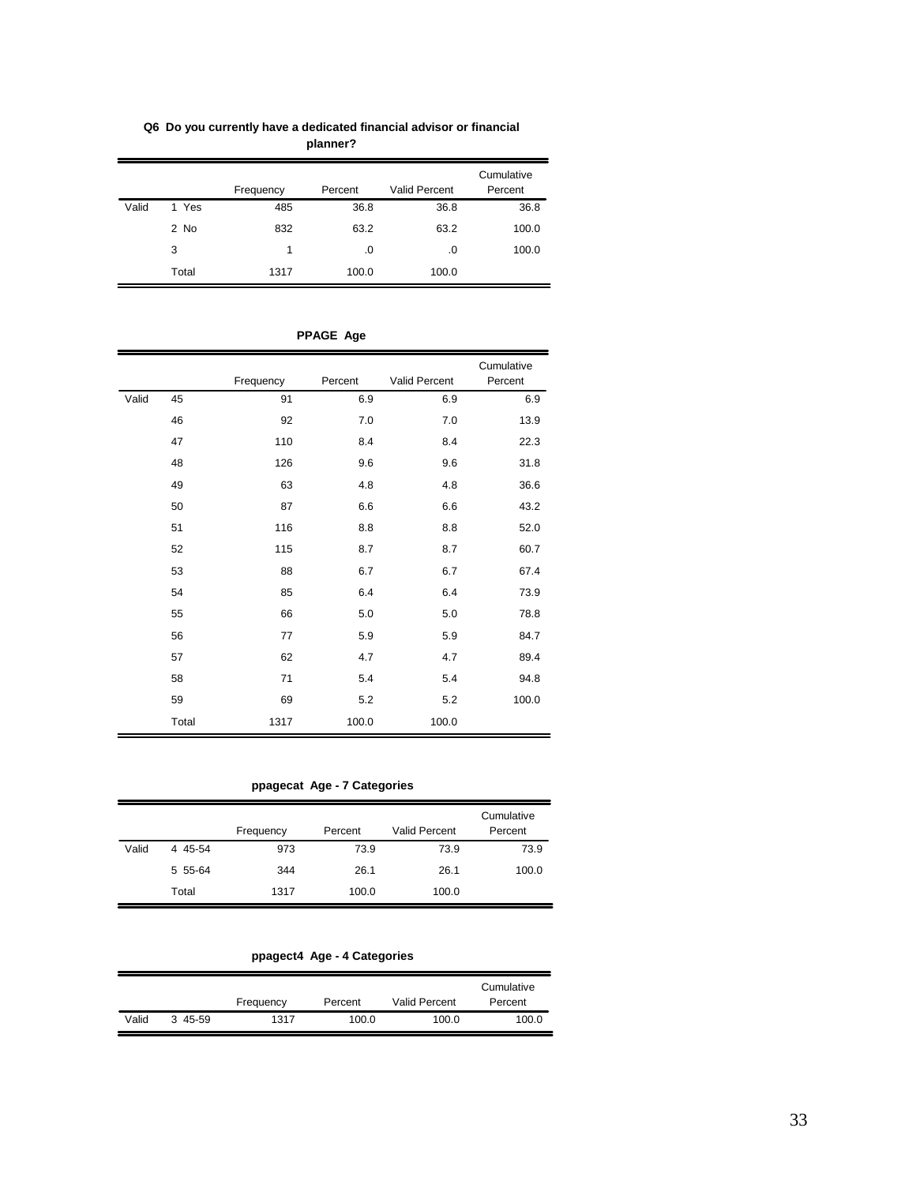**Q6 Do you currently have a dedicated financial advisor or financial planner?**

| | | Frequency | Percent | Valid Percent | Cumulative Percent |
|---|---|---|---|---|---|
| Valid | 1 Yes | 485 | 36.8 | 36.8 | 36.8 |
| | 2 No | 832 | 63.2 | 63.2 | 100.0 |
| | 3 | 1 | .0 | .0 | 100.0 |
| | Total | 1317 | 100.0 | 100.0 | |

**PPAGE Age**

| | | Frequency | Percent | Valid Percent | Cumulative Percent |
|---|---|---|---|---|---|
| Valid | 45 | 91 | 6.9 | 6.9 | 6.9 |
| | 46 | 92 | 7.0 | 7.0 | 13.9 |
| | 47 | 110 | 8.4 | 8.4 | 22.3 |
| | 48 | 126 | 9.6 | 9.6 | 31.8 |
| | 49 | 63 | 4.8 | 4.8 | 36.6 |
| | 50 | 87 | 6.6 | 6.6 | 43.2 |
| | 51 | 116 | 8.8 | 8.8 | 52.0 |
| | 52 | 115 | 8.7 | 8.7 | 60.7 |
| | 53 | 88 | 6.7 | 6.7 | 67.4 |
| | 54 | 85 | 6.4 | 6.4 | 73.9 |
| | 55 | 66 | 5.0 | 5.0 | 78.8 |
| | 56 | 77 | 5.9 | 5.9 | 84.7 |
| | 57 | 62 | 4.7 | 4.7 | 89.4 |
| | 58 | 71 | 5.4 | 5.4 | 94.8 |
| | 59 | 69 | 5.2 | 5.2 | 100.0 |
| | Total | 1317 | 100.0 | 100.0 | |

**ppagecat Age - 7 Categories**

| | | Frequency | Percent | Valid Percent | Cumulative Percent |
|---|---|---|---|---|---|
| Valid | 4 45-54 | 973 | 73.9 | 73.9 | 73.9 |
| | 5 55-64 | 344 | 26.1 | 26.1 | 100.0 |
| | Total | 1317 | 100.0 | 100.0 | |

**ppagect4 Age - 4 Categories**

| | | Frequency | Percent | Valid Percent | Cumulative Percent |
|---|---|---|---|---|---|
| Valid | 3 45-59 | 1317 | 100.0 | 100.0 | 100.0 |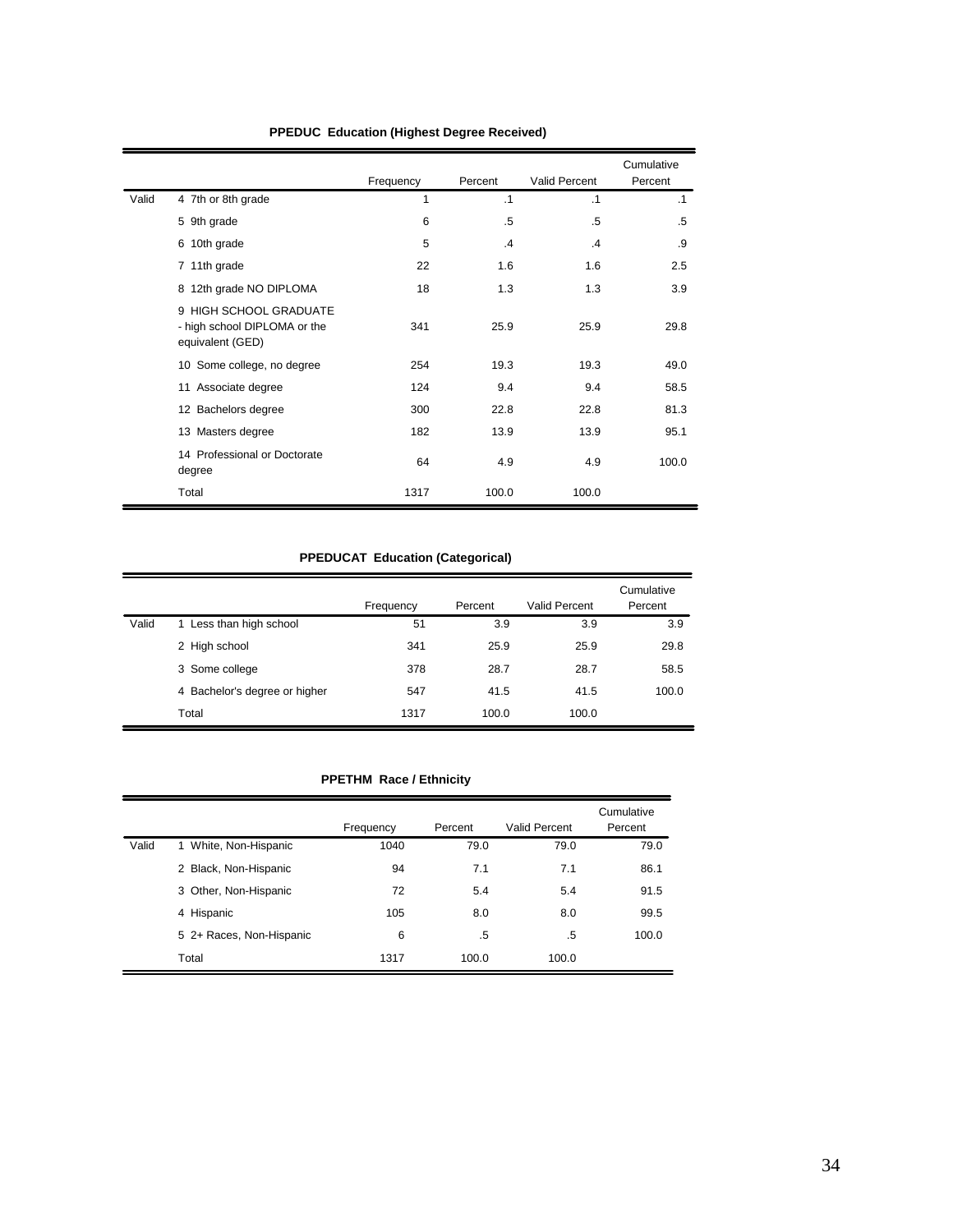**PPEDUC Education (Highest Degree Received)**

| | | Frequency | Percent | Valid Percent | Cumulative Percent |
|---|---|---|---|---|---|
| Valid | 4 7th or 8th grade | 1 | .1 | .1 | .1 |
| | 5 9th grade | 6 | .5 | .5 | .5 |
| | 6 10th grade | 5 | .4 | .4 | .9 |
| | 7 11th grade | 22 | 1.6 | 1.6 | 2.5 |
| | 8 12th grade NO DIPLOMA | 18 | 1.3 | 1.3 | 3.9 |
| | 9 HIGH SCHOOL GRADUATE - high school DIPLOMA or the equivalent (GED) | 341 | 25.9 | 25.9 | 29.8 |
| | 10 Some college, no degree | 254 | 19.3 | 19.3 | 49.0 |
| | 11 Associate degree | 124 | 9.4 | 9.4 | 58.5 |
| | 12 Bachelors degree | 300 | 22.8 | 22.8 | 81.3 |
| | 13 Masters degree | 182 | 13.9 | 13.9 | 95.1 |
| | 14 Professional or Doctorate degree | 64 | 4.9 | 4.9 | 100.0 |
| | Total | 1317 | 100.0 | 100.0 | |

**PPEDUCAT Education (Categorical)**

| | | Frequency | Percent | Valid Percent | Cumulative Percent |
|---|---|---|---|---|---|
| Valid | 1 Less than high school | 51 | 3.9 | 3.9 | 3.9 |
| | 2 High school | 341 | 25.9 | 25.9 | 29.8 |
| | 3 Some college | 378 | 28.7 | 28.7 | 58.5 |
| | 4 Bachelor's degree or higher | 547 | 41.5 | 41.5 | 100.0 |
| | Total | 1317 | 100.0 | 100.0 | |

**PPETHM Race / Ethnicity**

| | | Frequency | Percent | Valid Percent | Cumulative Percent |
|---|---|---|---|---|---|
| Valid | 1 White, Non-Hispanic | 1040 | 79.0 | 79.0 | 79.0 |
| | 2 Black, Non-Hispanic | 94 | 7.1 | 7.1 | 86.1 |
| | 3 Other, Non-Hispanic | 72 | 5.4 | 5.4 | 91.5 |
| | 4 Hispanic | 105 | 8.0 | 8.0 | 99.5 |
| | 5 2+ Races, Non-Hispanic | 6 | .5 | .5 | 100.0 |
| | Total | 1317 | 100.0 | 100.0 | |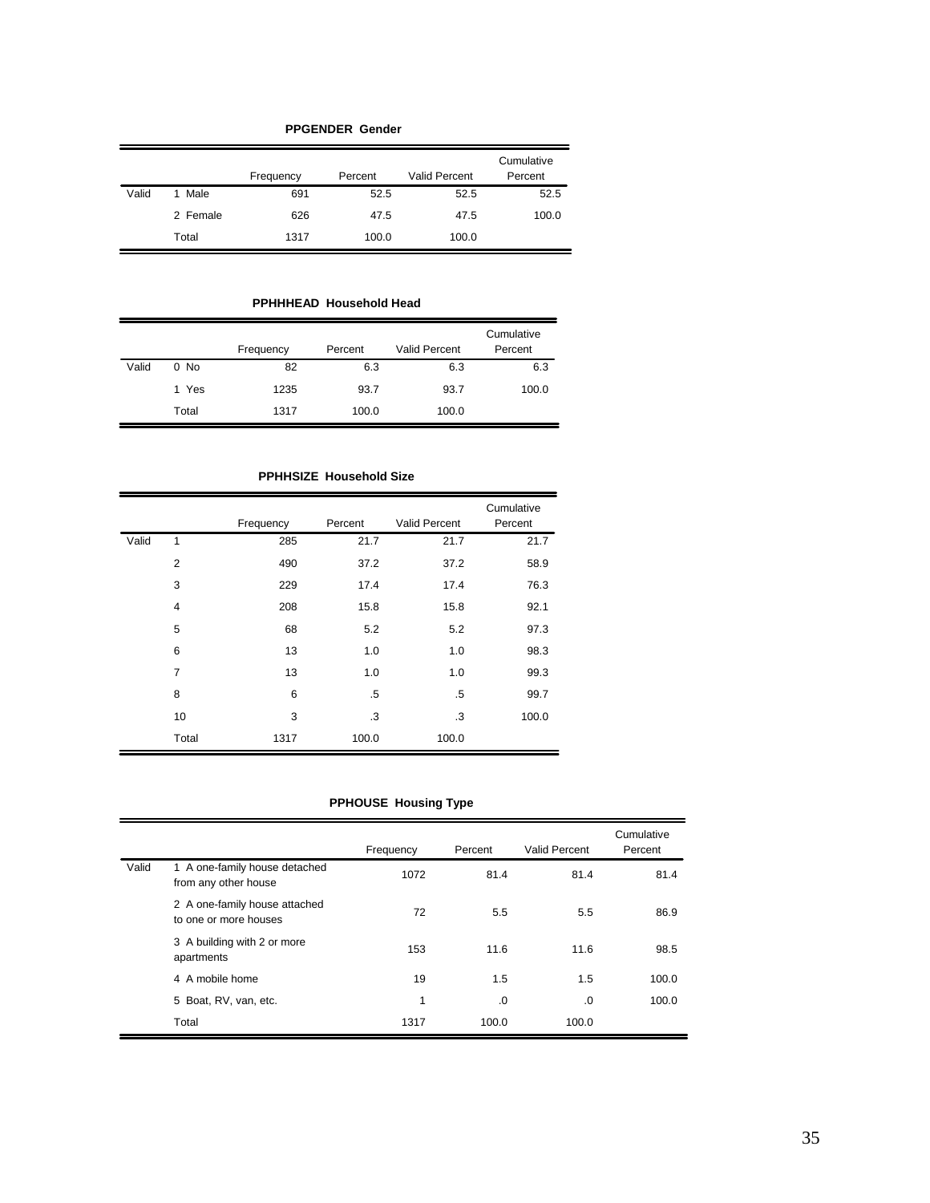**PPGENDER Gender**

| | | Frequency | Percent | Valid Percent | Cumulative Percent |
|---|---|---|---|---|---|
| Valid | 1 Male | 691 | 52.5 | 52.5 | 52.5 |
| | 2 Female | 626 | 47.5 | 47.5 | 100.0 |
| | Total | 1317 | 100.0 | 100.0 | |

**PPHHHEAD Household Head**

| | | Frequency | Percent | Valid Percent | Cumulative Percent |
|---|---|---|---|---|---|
| Valid | 0 No | 82 | 6.3 | 6.3 | 6.3 |
| | 1 Yes | 1235 | 93.7 | 93.7 | 100.0 |
| | Total | 1317 | 100.0 | 100.0 | |

**PPHHSIZE Household Size**

| | | Frequency | Percent | Valid Percent | Cumulative Percent |
|---|---|---|---|---|---|
| Valid | 1 | 285 | 21.7 | 21.7 | 21.7 |
| | 2 | 490 | 37.2 | 37.2 | 58.9 |
| | 3 | 229 | 17.4 | 17.4 | 76.3 |
| | 4 | 208 | 15.8 | 15.8 | 92.1 |
| | 5 | 68 | 5.2 | 5.2 | 97.3 |
| | 6 | 13 | 1.0 | 1.0 | 98.3 |
| | 7 | 13 | 1.0 | 1.0 | 99.3 |
| | 8 | 6 | .5 | .5 | 99.7 |
| | 10 | 3 | .3 | .3 | 100.0 |
| | Total | 1317 | 100.0 | 100.0 | |

**PPHOUSE Housing Type**

| | | Frequency | Percent | Valid Percent | Cumulative Percent |
|---|---|---|---|---|---|
| Valid | 1 A one-family house detached from any other house | 1072 | 81.4 | 81.4 | 81.4 |
| | 2 A one-family house attached to one or more houses | 72 | 5.5 | 5.5 | 86.9 |
| | 3 A building with 2 or more apartments | 153 | 11.6 | 11.6 | 98.5 |
| | 4 A mobile home | 19 | 1.5 | 1.5 | 100.0 |
| | 5 Boat, RV, van, etc. | 1 | .0 | .0 | 100.0 |
| | Total | 1317 | 100.0 | 100.0 | |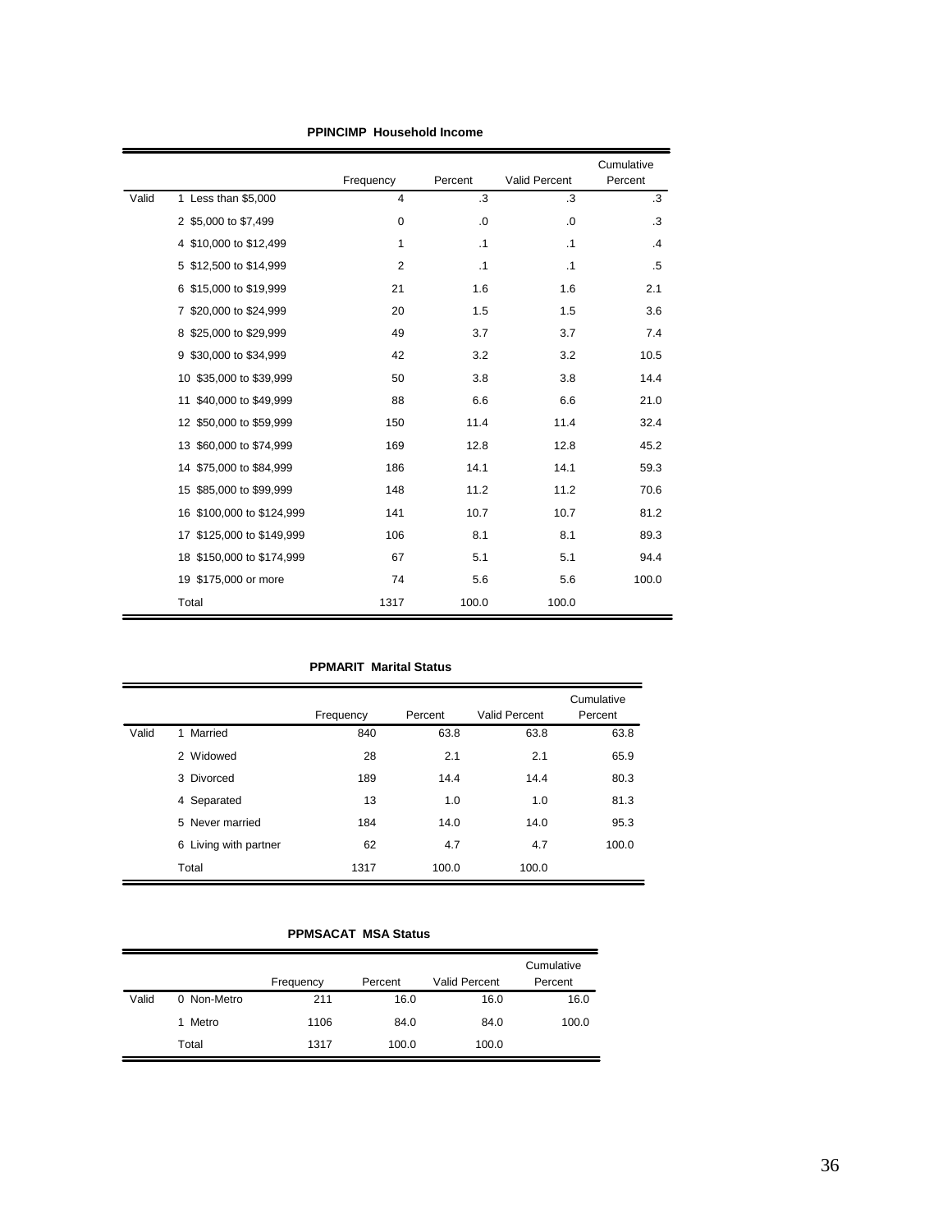**PPINCIMP Household Income**

| | | Frequency | Percent | Valid Percent | Cumulative Percent |
|---|---|---|---|---|---|
| Valid | 1 Less than $5,000 | 4 | .3 | .3 | .3 |
| | 2 $5,000 to $7,499 | 0 | .0 | .0 | .3 |
| | 4 $10,000 to $12,499 | 1 | .1 | .1 | .4 |
| | 5 $12,500 to $14,999 | 2 | .1 | .1 | .5 |
| | 6 $15,000 to $19,999 | 21 | 1.6 | 1.6 | 2.1 |
| | 7 $20,000 to $24,999 | 20 | 1.5 | 1.5 | 3.6 |
| | 8 $25,000 to $29,999 | 49 | 3.7 | 3.7 | 7.4 |
| | 9 $30,000 to $34,999 | 42 | 3.2 | 3.2 | 10.5 |
| | 10 $35,000 to $39,999 | 50 | 3.8 | 3.8 | 14.4 |
| | 11 $40,000 to $49,999 | 88 | 6.6 | 6.6 | 21.0 |
| | 12 $50,000 to $59,999 | 150 | 11.4 | 11.4 | 32.4 |
| | 13 $60,000 to $74,999 | 169 | 12.8 | 12.8 | 45.2 |
| | 14 $75,000 to $84,999 | 186 | 14.1 | 14.1 | 59.3 |
| | 15 $85,000 to $99,999 | 148 | 11.2 | 11.2 | 70.6 |
| | 16 $100,000 to $124,999 | 141 | 10.7 | 10.7 | 81.2 |
| | 17 $125,000 to $149,999 | 106 | 8.1 | 8.1 | 89.3 |
| | 18 $150,000 to $174,999 | 67 | 5.1 | 5.1 | 94.4 |
| | 19 $175,000 or more | 74 | 5.6 | 5.6 | 100.0 |
| | Total | 1317 | 100.0 | 100.0 | |

**PPMARIT Marital Status**

| | | Frequency | Percent | Valid Percent | Cumulative Percent |
|---|---|---|---|---|---|
| Valid | 1 Married | 840 | 63.8 | 63.8 | 63.8 |
| | 2 Widowed | 28 | 2.1 | 2.1 | 65.9 |
| | 3 Divorced | 189 | 14.4 | 14.4 | 80.3 |
| | 4 Separated | 13 | 1.0 | 1.0 | 81.3 |
| | 5 Never married | 184 | 14.0 | 14.0 | 95.3 |
| | 6 Living with partner | 62 | 4.7 | 4.7 | 100.0 |
| | Total | 1317 | 100.0 | 100.0 | |

**PPMSACAT MSA Status**

| | | Frequency | Percent | Valid Percent | Cumulative Percent |
|---|---|---|---|---|---|
| Valid | 0 Non-Metro | 211 | 16.0 | 16.0 | 16.0 |
| | 1 Metro | 1106 | 84.0 | 84.0 | 100.0 |
| | Total | 1317 | 100.0 | 100.0 | |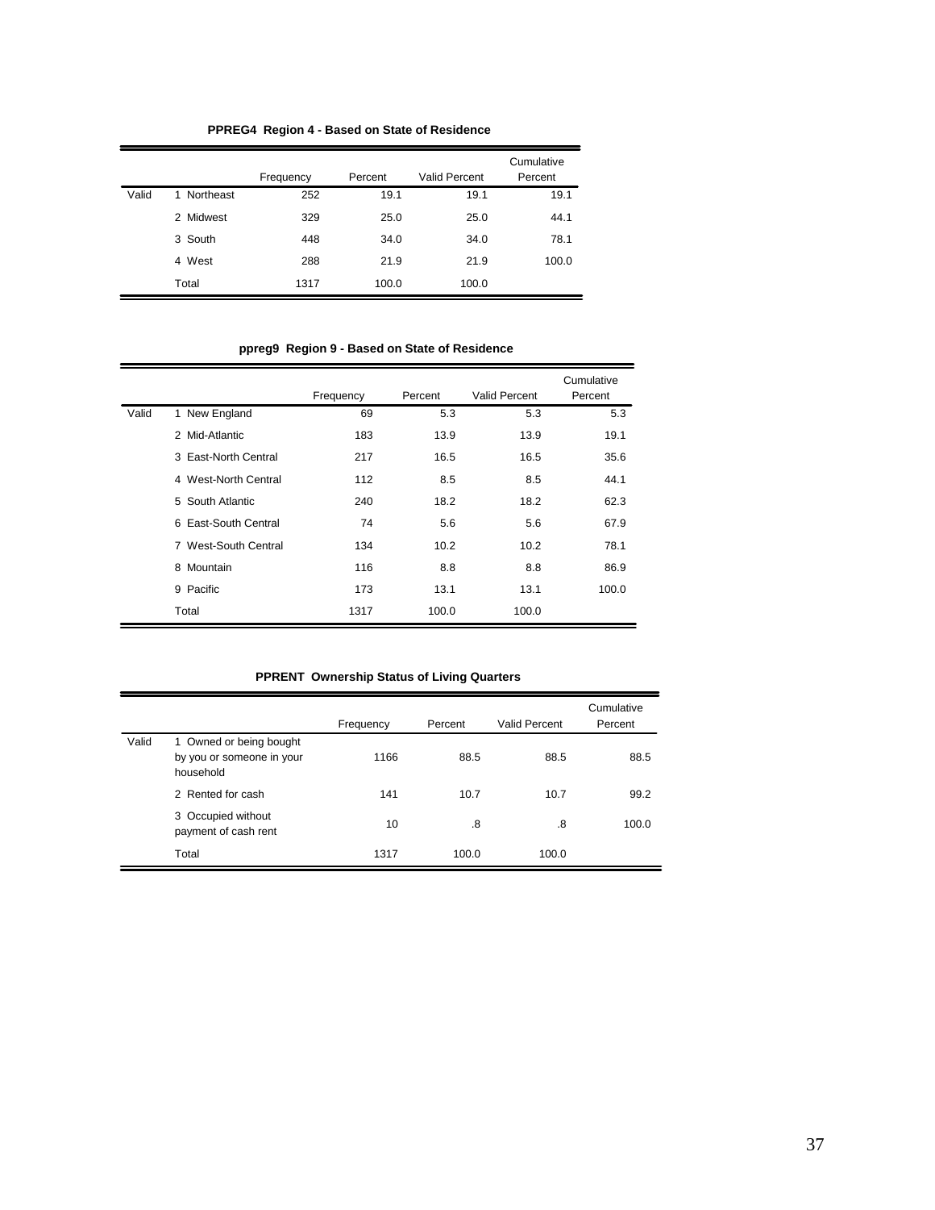**PPREG4 Region 4 - Based on State of Residence**

| | | Frequency | Percent | Valid Percent | Cumulative Percent |
|---|---|---|---|---|---|
| Valid | 1 Northeast | 252 | 19.1 | 19.1 | 19.1 |
| | 2 Midwest | 329 | 25.0 | 25.0 | 44.1 |
| | 3 South | 448 | 34.0 | 34.0 | 78.1 |
| | 4 West | 288 | 21.9 | 21.9 | 100.0 |
| | Total | 1317 | 100.0 | 100.0 | |

**ppreg9 Region 9 - Based on State of Residence**

| | | Frequency | Percent | Valid Percent | Cumulative Percent |
|---|---|---|---|---|---|
| Valid | 1 New England | 69 | 5.3 | 5.3 | 5.3 |
| | 2 Mid-Atlantic | 183 | 13.9 | 13.9 | 19.1 |
| | 3 East-North Central | 217 | 16.5 | 16.5 | 35.6 |
| | 4 West-North Central | 112 | 8.5 | 8.5 | 44.1 |
| | 5 South Atlantic | 240 | 18.2 | 18.2 | 62.3 |
| | 6 East-South Central | 74 | 5.6 | 5.6 | 67.9 |
| | 7 West-South Central | 134 | 10.2 | 10.2 | 78.1 |
| | 8 Mountain | 116 | 8.8 | 8.8 | 86.9 |
| | 9 Pacific | 173 | 13.1 | 13.1 | 100.0 |
| | Total | 1317 | 100.0 | 100.0 | |

**PPRENT Ownership Status of Living Quarters**

| | | Frequency | Percent | Valid Percent | Cumulative Percent |
|---|---|---|---|---|---|
| Valid | 1 Owned or being bought by you or someone in your household | 1166 | 88.5 | 88.5 | 88.5 |
| | 2 Rented for cash | 141 | 10.7 | 10.7 | 99.2 |
| | 3 Occupied without payment of cash rent | 10 | .8 | .8 | 100.0 |
| | Total | 1317 | 100.0 | 100.0 | |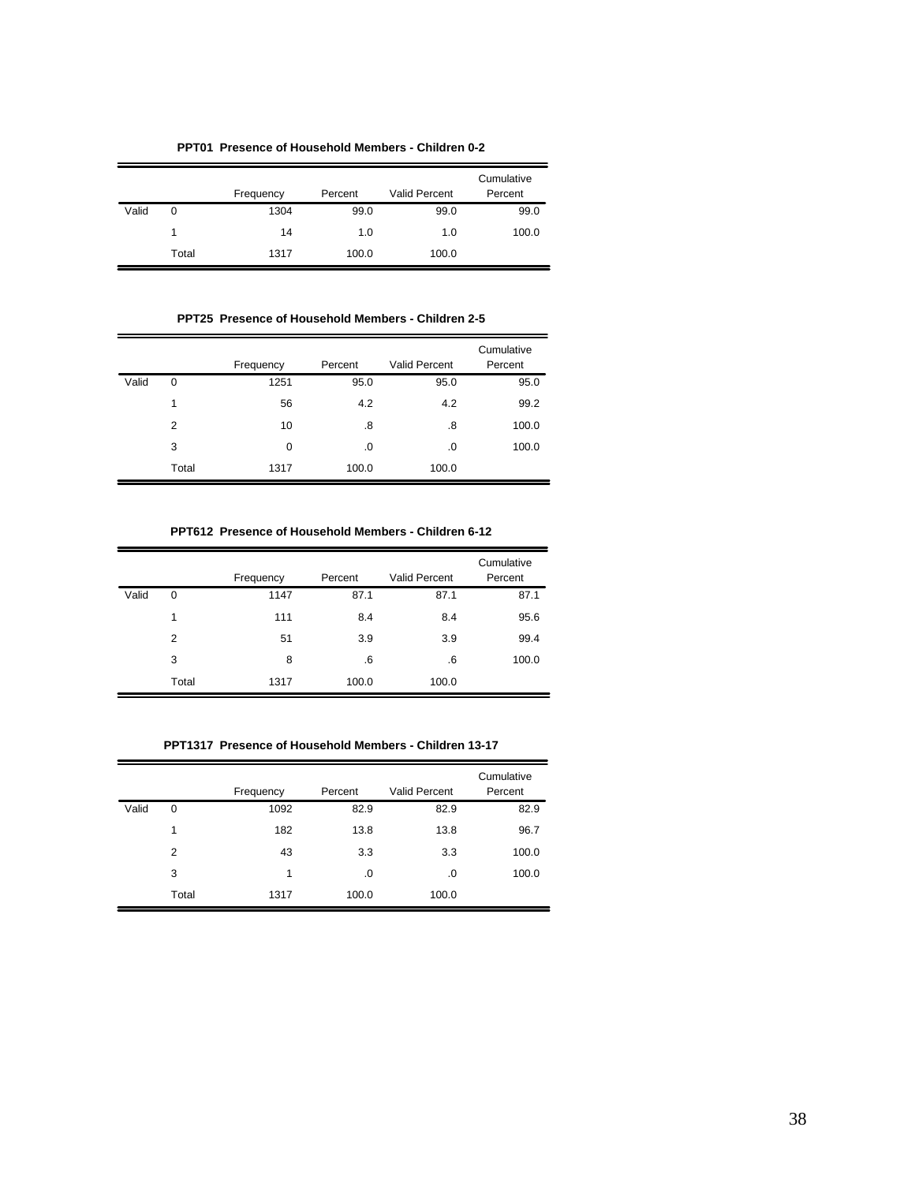**PPT01 Presence of Household Members - Children 0-2**

| | | Frequency | Percent | Valid Percent | Cumulative Percent |
|---|---|---|---|---|---|
| Valid | 0 | 1304 | 99.0 | 99.0 | 99.0 |
| | 1 | 14 | 1.0 | 1.0 | 100.0 |
| | Total | 1317 | 100.0 | 100.0 | |

**PPT25 Presence of Household Members - Children 2-5**

| | | Frequency | Percent | Valid Percent | Cumulative Percent |
|---|---|---|---|---|---|
| Valid | 0 | 1251 | 95.0 | 95.0 | 95.0 |
| | 1 | 56 | 4.2 | 4.2 | 99.2 |
| | 2 | 10 | .8 | .8 | 100.0 |
| | 3 | 0 | .0 | .0 | 100.0 |
| | Total | 1317 | 100.0 | 100.0 | |

**PPT612 Presence of Household Members - Children 6-12**

| | | Frequency | Percent | Valid Percent | Cumulative Percent |
|---|---|---|---|---|---|
| Valid | 0 | 1147 | 87.1 | 87.1 | 87.1 |
| | 1 | 111 | 8.4 | 8.4 | 95.6 |
| | 2 | 51 | 3.9 | 3.9 | 99.4 |
| | 3 | 8 | .6 | .6 | 100.0 |
| | Total | 1317 | 100.0 | 100.0 | |

**PPT1317 Presence of Household Members - Children 13-17**

| | | Frequency | Percent | Valid Percent | Cumulative Percent |
|---|---|---|---|---|---|
| Valid | 0 | 1092 | 82.9 | 82.9 | 82.9 |
| | 1 | 182 | 13.8 | 13.8 | 96.7 |
| | 2 | 43 | 3.3 | 3.3 | 100.0 |
| | 3 | 1 | .0 | .0 | 100.0 |
| | Total | 1317 | 100.0 | 100.0 | |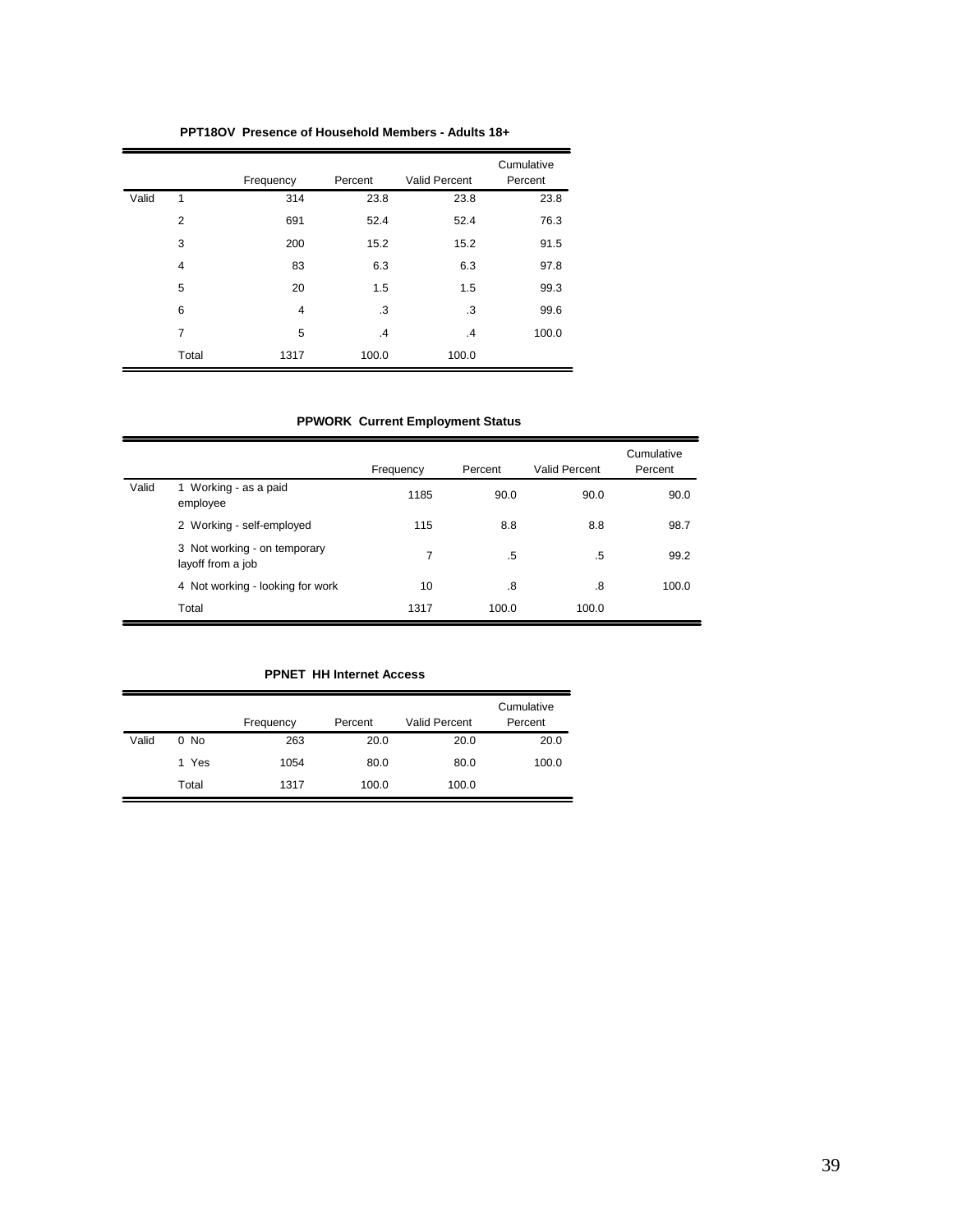**PPT18OV Presence of Household Members - Adults 18+**

| | | Frequency | Percent | Valid Percent | Cumulative Percent |
|---|---|---|---|---|---|
| Valid | 1 | 314 | 23.8 | 23.8 | 23.8 |
| | 2 | 691 | 52.4 | 52.4 | 76.3 |
| | 3 | 200 | 15.2 | 15.2 | 91.5 |
| | 4 | 83 | 6.3 | 6.3 | 97.8 |
| | 5 | 20 | 1.5 | 1.5 | 99.3 |
| | 6 | 4 | .3 | .3 | 99.6 |
| | 7 | 5 | .4 | .4 | 100.0 |
| | Total | 1317 | 100.0 | 100.0 | |

**PPWORK Current Employment Status**

| | | Frequency | Percent | Valid Percent | Cumulative Percent |
|---|---|---|---|---|---|
| Valid | 1 Working - as a paid employee | 1185 | 90.0 | 90.0 | 90.0 |
| | 2 Working - self-employed | 115 | 8.8 | 8.8 | 98.7 |
| | 3 Not working - on temporary layoff from a job | 7 | .5 | .5 | 99.2 |
| | 4 Not working - looking for work | 10 | .8 | .8 | 100.0 |
| | Total | 1317 | 100.0 | 100.0 | |

**PPNET HH Internet Access**

| | | Frequency | Percent | Valid Percent | Cumulative Percent |
|---|---|---|---|---|---|
| Valid | 0 No | 263 | 20.0 | 20.0 | 20.0 |
| | 1 Yes | 1054 | 80.0 | 80.0 | 100.0 |
| | Total | 1317 | 100.0 | 100.0 | |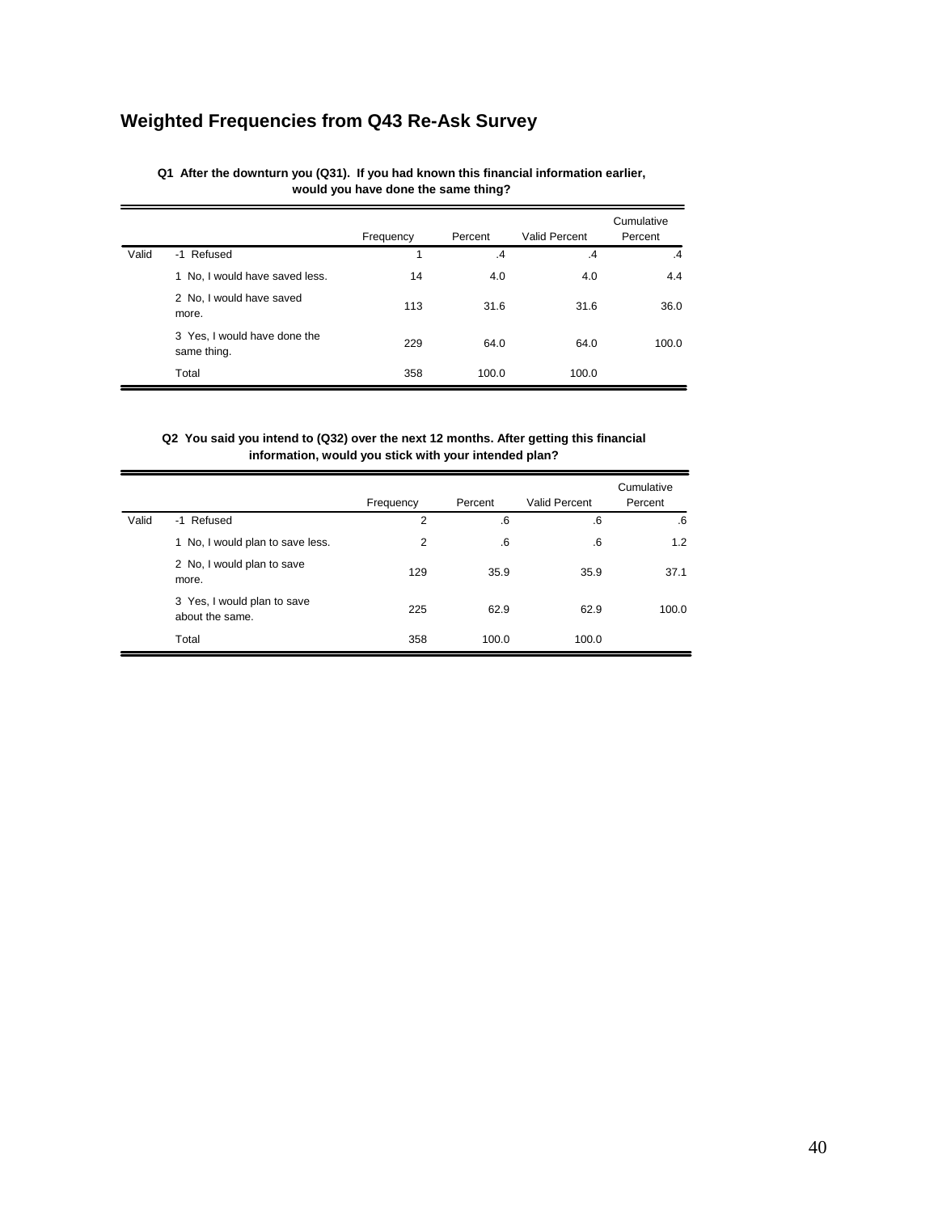## Weighted Frequencies from Q43 Re-Ask Survey

**Q1 After the downturn you (Q31). If you had known this financial information earlier, would you have done the same thing?**

| | | Frequency | Percent | Valid Percent | Cumulative Percent |
|---|---|---|---|---|---|
| Valid | -1 Refused | 1 | .4 | .4 | .4 |
| | 1 No, I would have saved less. | 14 | 4.0 | 4.0 | 4.4 |
| | 2 No, I would have saved more. | 113 | 31.6 | 31.6 | 36.0 |
| | 3 Yes, I would have done the same thing. | 229 | 64.0 | 64.0 | 100.0 |
| | Total | 358 | 100.0 | 100.0 | |

**Q2 You said you intend to (Q32) over the next 12 months. After getting this financial information, would you stick with your intended plan?**

| | | Frequency | Percent | Valid Percent | Cumulative Percent |
|---|---|---|---|---|---|
| Valid | -1 Refused | 2 | .6 | .6 | .6 |
| | 1 No, I would plan to save less. | 2 | .6 | .6 | 1.2 |
| | 2 No, I would plan to save more. | 129 | 35.9 | 35.9 | 37.1 |
| | 3 Yes, I would plan to save about the same. | 225 | 62.9 | 62.9 | 100.0 |
| | Total | 358 | 100.0 | 100.0 | |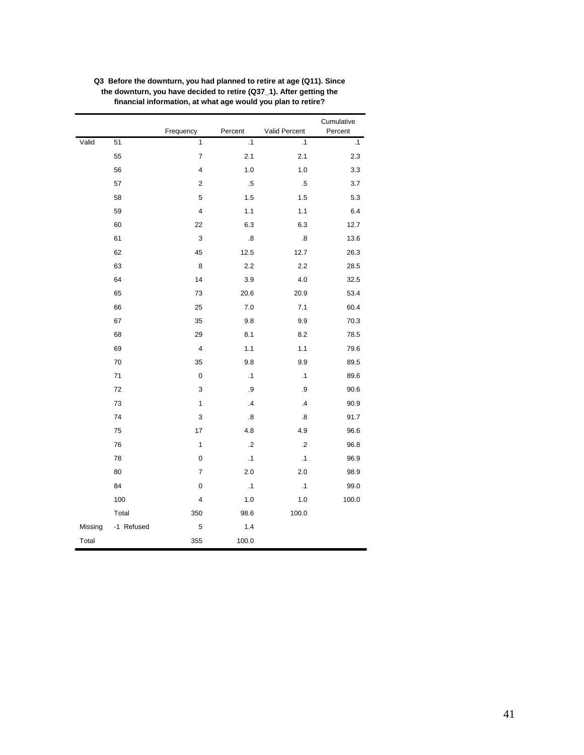**Q3 Before the downturn, you had planned to retire at age (Q11). Since the downturn, you have decided to retire (Q37_1). After getting the financial information, at what age would you plan to retire?**

| | | Frequency | Percent | Valid Percent | Cumulative Percent |
|---|---|---|---|---|---|
| Valid | 51 | 1 | .1 | .1 | .1 |
| | 55 | 7 | 2.1 | 2.1 | 2.3 |
| | 56 | 4 | 1.0 | 1.0 | 3.3 |
| | 57 | 2 | .5 | .5 | 3.7 |
| | 58 | 5 | 1.5 | 1.5 | 5.3 |
| | 59 | 4 | 1.1 | 1.1 | 6.4 |
| | 60 | 22 | 6.3 | 6.3 | 12.7 |
| | 61 | 3 | .8 | .8 | 13.6 |
| | 62 | 45 | 12.5 | 12.7 | 26.3 |
| | 63 | 8 | 2.2 | 2.2 | 28.5 |
| | 64 | 14 | 3.9 | 4.0 | 32.5 |
| | 65 | 73 | 20.6 | 20.9 | 53.4 |
| | 66 | 25 | 7.0 | 7.1 | 60.4 |
| | 67 | 35 | 9.8 | 9.9 | 70.3 |
| | 68 | 29 | 8.1 | 8.2 | 78.5 |
| | 69 | 4 | 1.1 | 1.1 | 79.6 |
| | 70 | 35 | 9.8 | 9.9 | 89.5 |
| | 71 | 0 | .1 | .1 | 89.6 |
| | 72 | 3 | .9 | .9 | 90.6 |
| | 73 | 1 | .4 | .4 | 90.9 |
| | 74 | 3 | .8 | .8 | 91.7 |
| | 75 | 17 | 4.8 | 4.9 | 96.6 |
| | 76 | 1 | .2 | .2 | 96.8 |
| | 78 | 0 | .1 | .1 | 96.9 |
| | 80 | 7 | 2.0 | 2.0 | 98.9 |
| | 84 | 0 | .1 | .1 | 99.0 |
| | 100 | 4 | 1.0 | 1.0 | 100.0 |
| | Total | 350 | 98.6 | 100.0 | |
| Missing | -1 Refused | 5 | 1.4 | | |
| Total | | 355 | 100.0 | | |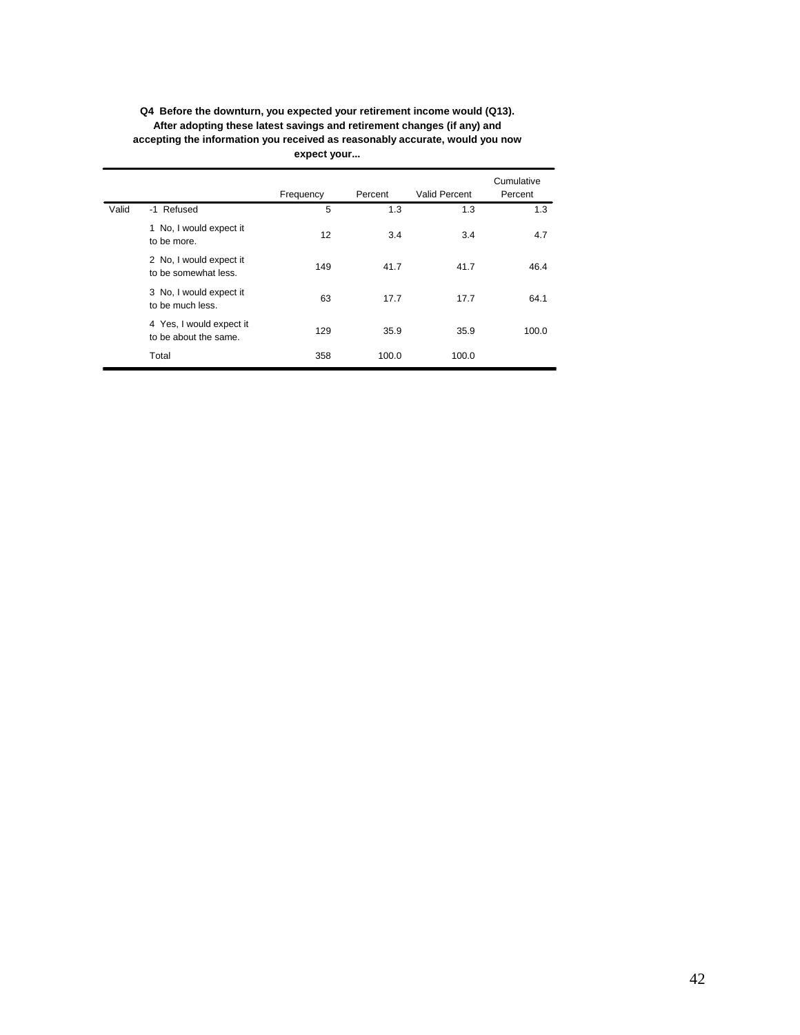**Q4 Before the downturn, you expected your retirement income would (Q13). After adopting these latest savings and retirement changes (if any) and accepting the information you received as reasonably accurate, would you now expect your...**

| | | Frequency | Percent | Valid Percent | Cumulative Percent |
|---|---|---|---|---|---|
| Valid | -1 Refused | 5 | 1.3 | 1.3 | 1.3 |
| | 1 No, I would expect it to be more. | 12 | 3.4 | 3.4 | 4.7 |
| | 2 No, I would expect it to be somewhat less. | 149 | 41.7 | 41.7 | 46.4 |
| | 3 No, I would expect it to be much less. | 63 | 17.7 | 17.7 | 64.1 |
| | 4 Yes, I would expect it to be about the same. | 129 | 35.9 | 35.9 | 100.0 |
| | Total | 358 | 100.0 | 100.0 | |